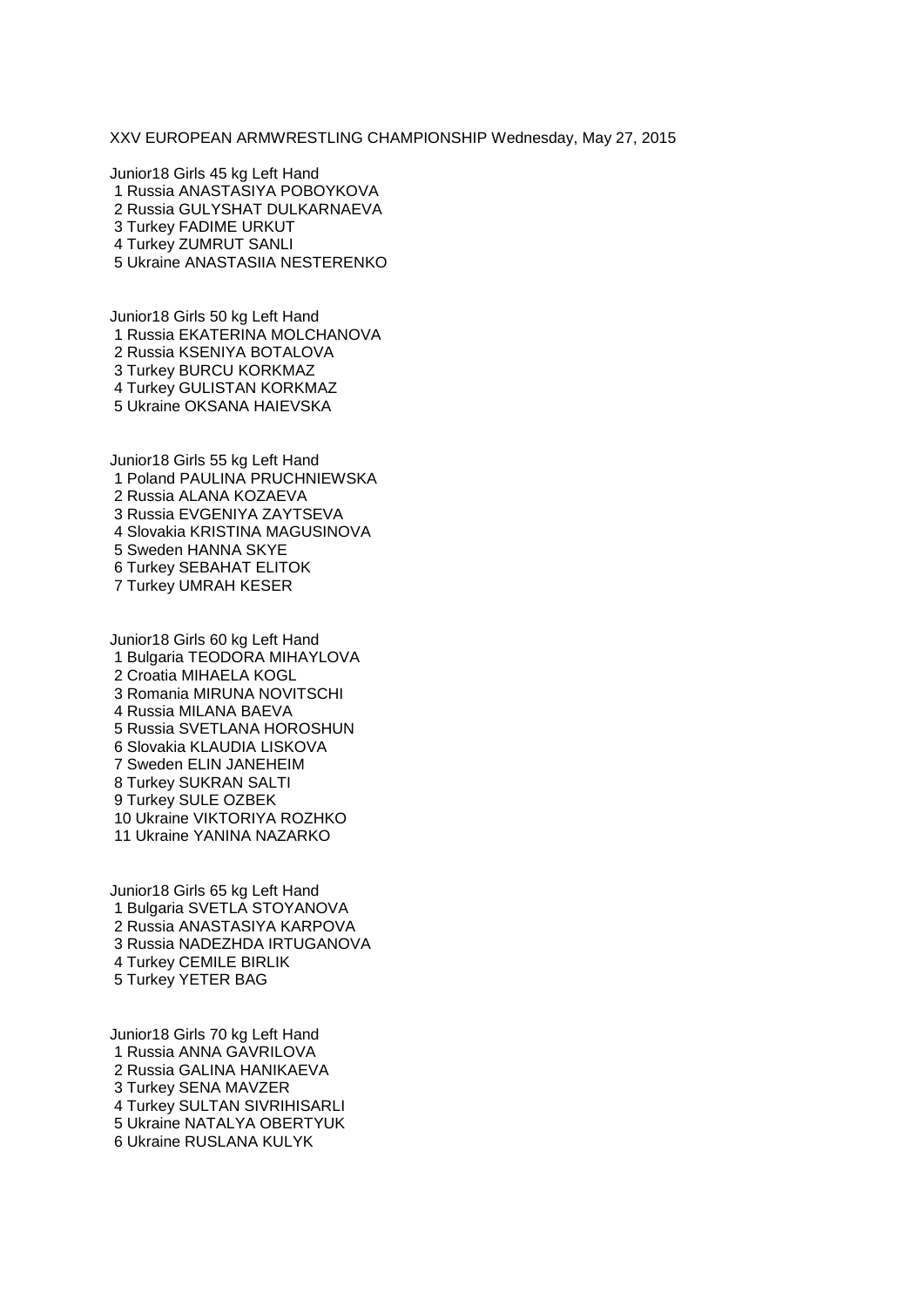# XXV EUROPEAN ARMWRESTLING CHAMPIONSHIP Wednesday, May 27, 2015

## Junior18 Girls 45 kg Left Hand

1 Russia ANASTASIYA POBOYKOVA
2 Russia GULYSHAT DULKARNAEVA
3 Turkey FADIME URKUT
4 Turkey ZUMRUT SANLI
5 Ukraine ANASTASIIA NESTERENKO

## Junior18 Girls 50 kg Left Hand

1 Russia EKATERINA MOLCHANOVA
2 Russia KSENIYA BOTALOVA
3 Turkey BURCU KORKMAZ
4 Turkey GULISTAN KORKMAZ
5 Ukraine OKSANA HAIEVSKA

## Junior18 Girls 55 kg Left Hand

1 Poland PAULINA PRUCHNIEWSKA
2 Russia ALANA KOZAEVA
3 Russia EVGENIYA ZAYTSEVA
4 Slovakia KRISTINA MAGUSINOVA
5 Sweden HANNA SKYE
6 Turkey SEBAHAT ELITOK
7 Turkey UMRAH KESER

## Junior18 Girls 60 kg Left Hand

1 Bulgaria TEODORA MIHAYLOVA
2 Croatia MIHAELA KOGL
3 Romania MIRUNA NOVITSCHI
4 Russia MILANA BAEVA
5 Russia SVETLANA HOROSHUN
6 Slovakia KLAUDIA LISKOVA
7 Sweden ELIN JANEHEIM
8 Turkey SUKRAN SALTI
9 Turkey SULE OZBEK
10 Ukraine VIKTORIYA ROZHKO
11 Ukraine YANINA NAZARKO

## Junior18 Girls 65 kg Left Hand

1 Bulgaria SVETLA STOYANOVA
2 Russia ANASTASIYA KARPOVA
3 Russia NADEZHDA IRTUGANOVA
4 Turkey CEMILE BIRLIK
5 Turkey YETER BAG

## Junior18 Girls 70 kg Left Hand

1 Russia ANNA GAVRILOVA
2 Russia GALINA HANIKAEVA
3 Turkey SENA MAVZER
4 Turkey SULTAN SIVRIHISARLI
5 Ukraine NATALYA OBERTYUK
6 Ukraine RUSLANA KULYK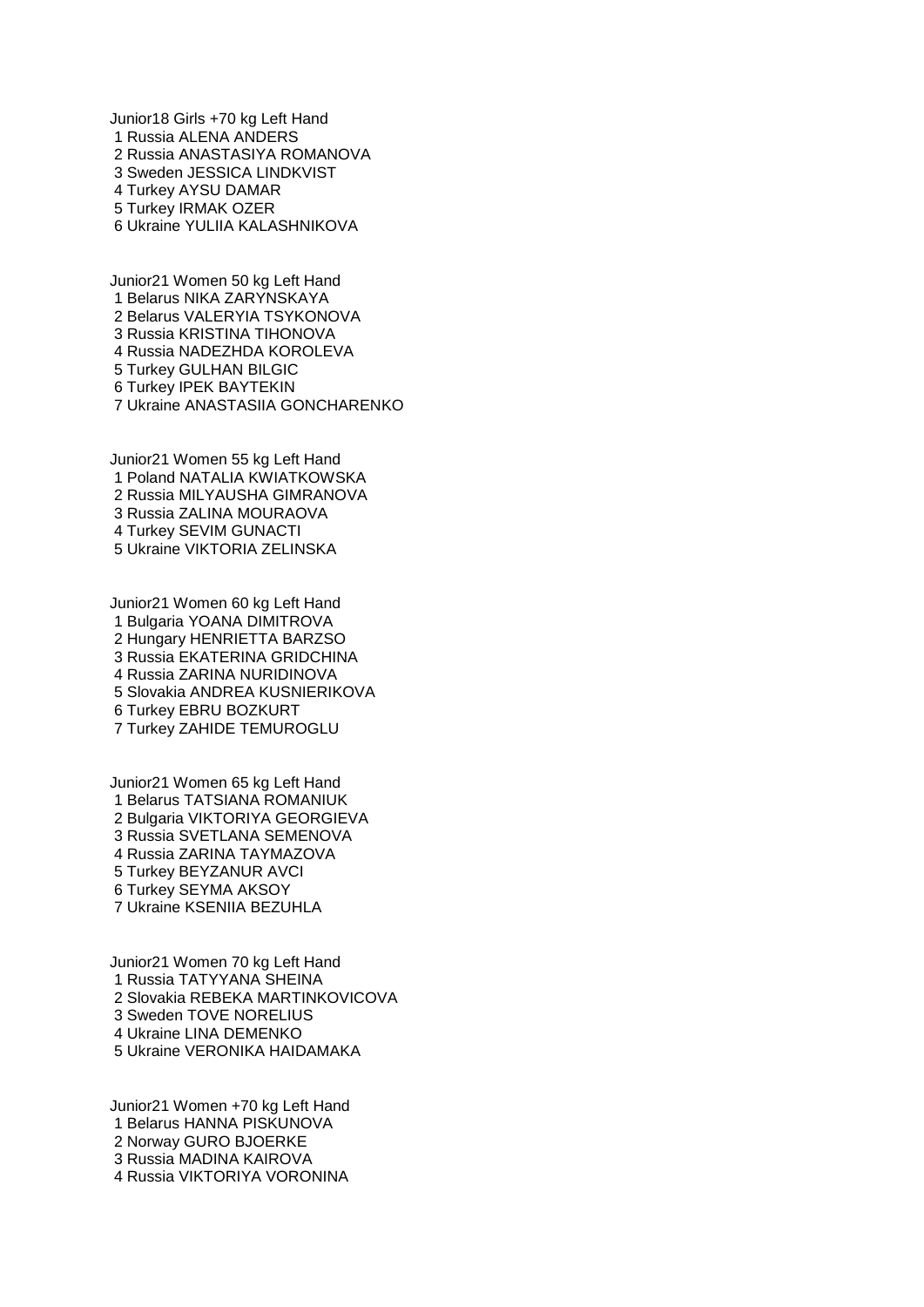Junior18 Girls +70 kg Left Hand
1 Russia ALENA ANDERS
2 Russia ANASTASIYA ROMANOVA
3 Sweden JESSICA LINDKVIST
4 Turkey AYSU DAMAR
5 Turkey IRMAK OZER
6 Ukraine YULIIA KALASHNIKOVA

Junior21 Women 50 kg Left Hand
1 Belarus NIKA ZARYNSKAYA
2 Belarus VALERYIA TSYKONOVA
3 Russia KRISTINA TIHONOVA
4 Russia NADEZHDA KOROLEVA
5 Turkey GULHAN BILGIC
6 Turkey IPEK BAYTEKIN
7 Ukraine ANASTASIIA GONCHARENKO

Junior21 Women 55 kg Left Hand
1 Poland NATALIA KWIATKOWSKA
2 Russia MILYAUSHA GIMRANOVA
3 Russia ZALINA MOURAOVA
4 Turkey SEVIM GUNACTI
5 Ukraine VIKTORIA ZELINSKA

Junior21 Women 60 kg Left Hand
1 Bulgaria YOANA DIMITROVA
2 Hungary HENRIETTA BARZSO
3 Russia EKATERINA GRIDCHINA
4 Russia ZARINA NURIDINOVA
5 Slovakia ANDREA KUSNIERIKOVA
6 Turkey EBRU BOZKURT
7 Turkey ZAHIDE TEMUROGLU

Junior21 Women 65 kg Left Hand
1 Belarus TATSIANA ROMANIUK
2 Bulgaria VIKTORIYA GEORGIEVA
3 Russia SVETLANA SEMENOVA
4 Russia ZARINA TAYMAZOVA
5 Turkey BEYZANUR AVCI
6 Turkey SEYMA AKSOY
7 Ukraine KSENIIA BEZUHLA

Junior21 Women 70 kg Left Hand
1 Russia TATYYANA SHEINA
2 Slovakia REBEKA MARTINKOVICOVA
3 Sweden TOVE NORELIUS
4 Ukraine LINA DEMENKO
5 Ukraine VERONIKA HAIDAMAKA

Junior21 Women +70 kg Left Hand
1 Belarus HANNA PISKUNOVA
2 Norway GURO BJOERKE
3 Russia MADINA KAIROVA
4 Russia VIKTORIYA VORONINA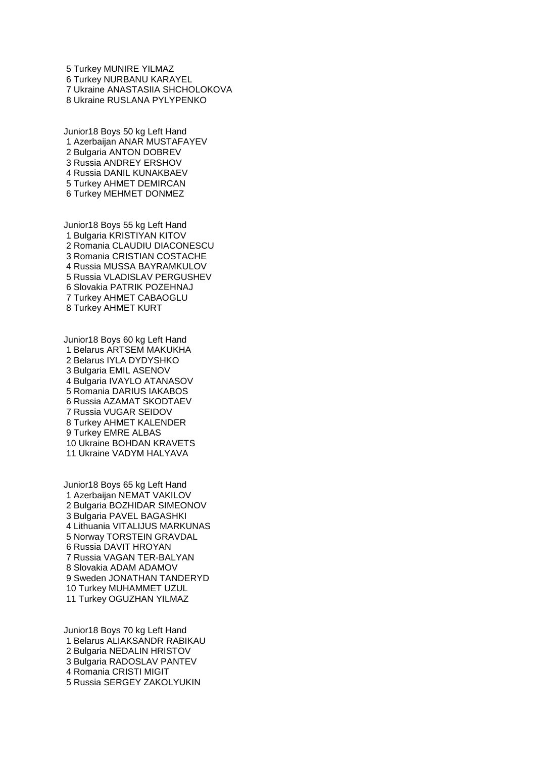5 Turkey MUNIRE YILMAZ
6 Turkey NURBANU KARAYEL
7 Ukraine ANASTASIIA SHCHOLOKOVA
8 Ukraine RUSLANA PYLYPENKO

Junior18 Boys 50 kg Left Hand
1 Azerbaijan ANAR MUSTAFAYEV
2 Bulgaria ANTON DOBREV
3 Russia ANDREY ERSHOV
4 Russia DANIL KUNAKBAEV
5 Turkey AHMET DEMIRCAN
6 Turkey MEHMET DONMEZ

Junior18 Boys 55 kg Left Hand
1 Bulgaria KRISTIYAN KITOV
2 Romania CLAUDIU DIACONESCU
3 Romania CRISTIAN COSTACHE
4 Russia MUSSA BAYRAMKULOV
5 Russia VLADISLAV PERGUSHEV
6 Slovakia PATRIK POZEHNAJ
7 Turkey AHMET CABAOGLU
8 Turkey AHMET KURT

Junior18 Boys 60 kg Left Hand
1 Belarus ARTSEM MAKUKHA
2 Belarus IYLA DYDYSHKO
3 Bulgaria EMIL ASENOV
4 Bulgaria IVAYLO ATANASOV
5 Romania DARIUS IAKABOS
6 Russia AZAMAT SKODTAEV
7 Russia VUGAR SEIDOV
8 Turkey AHMET KALENDER
9 Turkey EMRE ALBAS
10 Ukraine BOHDAN KRAVETS
11 Ukraine VADYM HALYAVA

Junior18 Boys 65 kg Left Hand
1 Azerbaijan NEMAT VAKILOV
2 Bulgaria BOZHIDAR SIMEONOV
3 Bulgaria PAVEL BAGASHKI
4 Lithuania VITALIJUS MARKUNAS
5 Norway TORSTEIN GRAVDAL
6 Russia DAVIT HROYAN
7 Russia VAGAN TER-BALYAN
8 Slovakia ADAM ADAMOV
9 Sweden JONATHAN TANDERYD
10 Turkey MUHAMMET UZUL
11 Turkey OGUZHAN YILMAZ

Junior18 Boys 70 kg Left Hand
1 Belarus ALIAKSANDR RABIKAU
2 Bulgaria NEDALIN HRISTOV
3 Bulgaria RADOSLAV PANTEV
4 Romania CRISTI MIGIT
5 Russia SERGEY ZAKOLYUKIN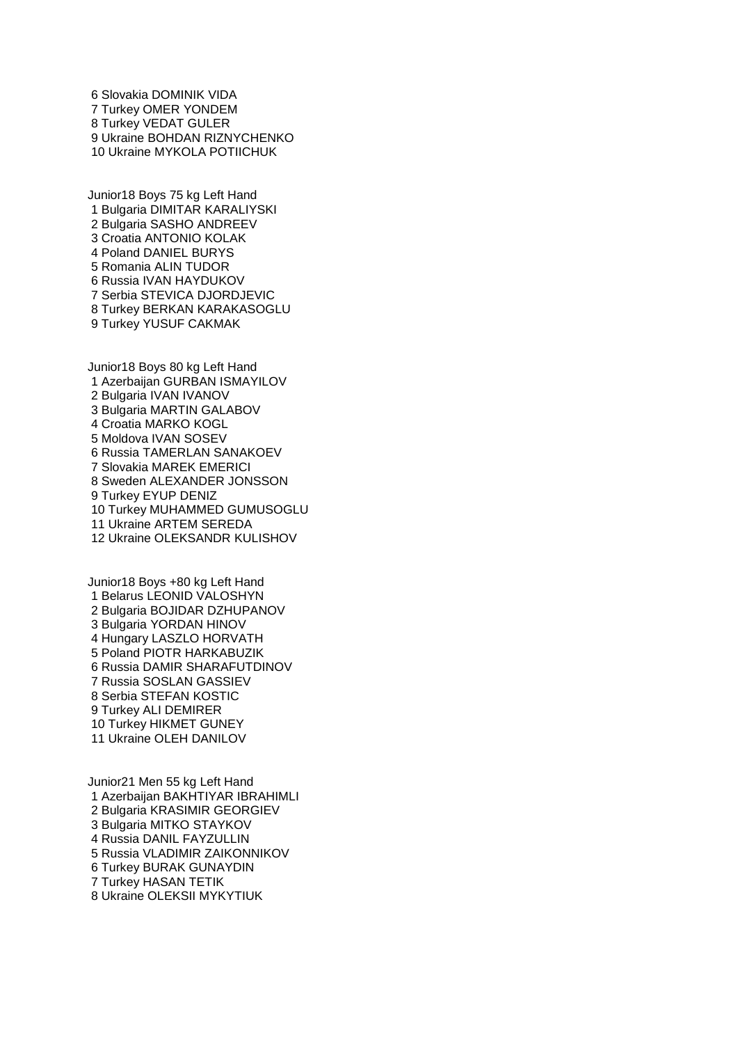6 Slovakia DOMINIK VIDA
7 Turkey OMER YONDEM
8 Turkey VEDAT GULER
9 Ukraine BOHDAN RIZNYCHENKO
10 Ukraine MYKOLA POTIICHUK

Junior18 Boys 75 kg Left Hand
1 Bulgaria DIMITAR KARALIYSKI
2 Bulgaria SASHO ANDREEV
3 Croatia ANTONIO KOLAK
4 Poland DANIEL BURYS
5 Romania ALIN TUDOR
6 Russia IVAN HAYDUKOV
7 Serbia STEVICA DJORDJEVIC
8 Turkey BERKAN KARAKASOGLU
9 Turkey YUSUF CAKMAK

Junior18 Boys 80 kg Left Hand
1 Azerbaijan GURBAN ISMAYILOV
2 Bulgaria IVAN IVANOV
3 Bulgaria MARTIN GALABOV
4 Croatia MARKO KOGL
5 Moldova IVAN SOSEV
6 Russia TAMERLAN SANAKOEV
7 Slovakia MAREK EMERICI
8 Sweden ALEXANDER JONSSON
9 Turkey EYUP DENIZ
10 Turkey MUHAMMED GUMUSOGLU
11 Ukraine ARTEM SEREDA
12 Ukraine OLEKSANDR KULISHOV

Junior18 Boys +80 kg Left Hand
1 Belarus LEONID VALOSHYN
2 Bulgaria BOJIDAR DZHUPANOV
3 Bulgaria YORDAN HINOV
4 Hungary LASZLO HORVATH
5 Poland PIOTR HARKABUZIK
6 Russia DAMIR SHARAFUTDINOV
7 Russia SOSLAN GASSIEV
8 Serbia STEFAN KOSTIC
9 Turkey ALI DEMIRER
10 Turkey HIKMET GUNEY
11 Ukraine OLEH DANILOV

Junior21 Men 55 kg Left Hand
1 Azerbaijan BAKHTIYAR IBRAHIMLI
2 Bulgaria KRASIMIR GEORGIEV
3 Bulgaria MITKO STAYKOV
4 Russia DANIL FAYZULLIN
5 Russia VLADIMIR ZAIKONNIKOV
6 Turkey BURAK GUNAYDIN
7 Turkey HASAN TETIK
8 Ukraine OLEKSII MYKYTIUK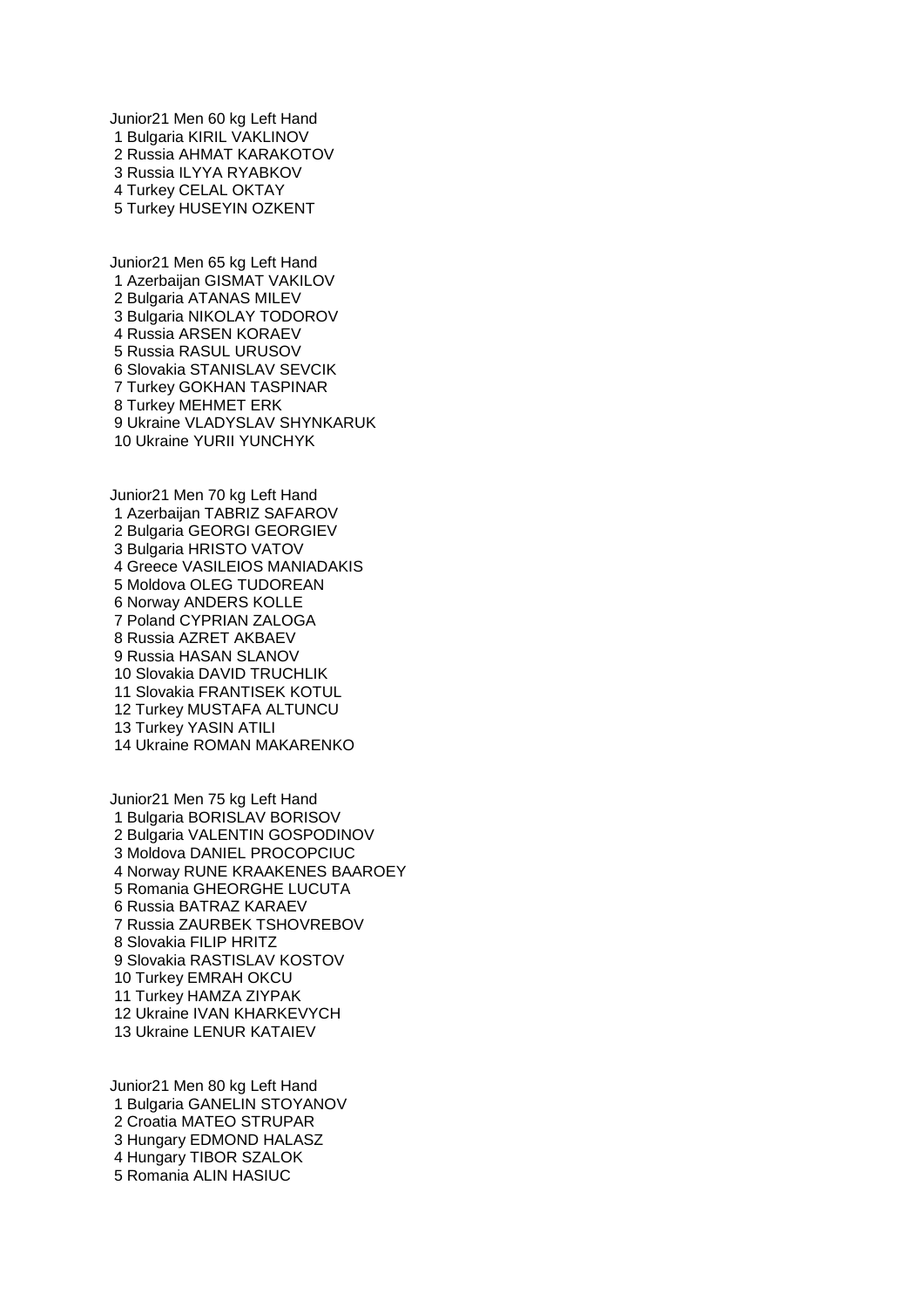Junior21 Men 60 kg Left Hand

1 Bulgaria KIRIL VAKLINOV
2 Russia AHMAT KARAKOTOV
3 Russia ILYYA RYABKOV
4 Turkey CELAL OKTAY
5 Turkey HUSEYIN OZKENT

Junior21 Men 65 kg Left Hand

1 Azerbaijan GISMAT VAKILOV
2 Bulgaria ATANAS MILEV
3 Bulgaria NIKOLAY TODOROV
4 Russia ARSEN KORAEV
5 Russia RASUL URUSOV
6 Slovakia STANISLAV SEVCIK
7 Turkey GOKHAN TASPINAR
8 Turkey MEHMET ERK
9 Ukraine VLADYSLAV SHYNKARUK
10 Ukraine YURII YUNCHYK

Junior21 Men 70 kg Left Hand

1 Azerbaijan TABRIZ SAFAROV
2 Bulgaria GEORGI GEORGIEV
3 Bulgaria HRISTO VATOV
4 Greece VASILEIOS MANIADAKIS
5 Moldova OLEG TUDOREAN
6 Norway ANDERS KOLLE
7 Poland CYPRIAN ZALOGA
8 Russia AZRET AKBAEV
9 Russia HASAN SLANOV
10 Slovakia DAVID TRUCHLIK
11 Slovakia FRANTISEK KOTUL
12 Turkey MUSTAFA ALTUNCU
13 Turkey YASIN ATILI
14 Ukraine ROMAN MAKARENKO

Junior21 Men 75 kg Left Hand

1 Bulgaria BORISLAV BORISOV
2 Bulgaria VALENTIN GOSPODINOV
3 Moldova DANIEL PROCOPCIUC
4 Norway RUNE KRAAKENES BAAROEY
5 Romania GHEORGHE LUCUTA
6 Russia BATRAZ KARAEV
7 Russia ZAURBEK TSHOVREBOV
8 Slovakia FILIP HRITZ
9 Slovakia RASTISLAV KOSTOV
10 Turkey EMRAH OKCU
11 Turkey HAMZA ZIYPAK
12 Ukraine IVAN KHARKEVYCH
13 Ukraine LENUR KATAIEV

Junior21 Men 80 kg Left Hand

1 Bulgaria GANELIN STOYANOV
2 Croatia MATEO STRUPAR
3 Hungary EDMOND HALASZ
4 Hungary TIBOR SZALOK
5 Romania ALIN HASIUC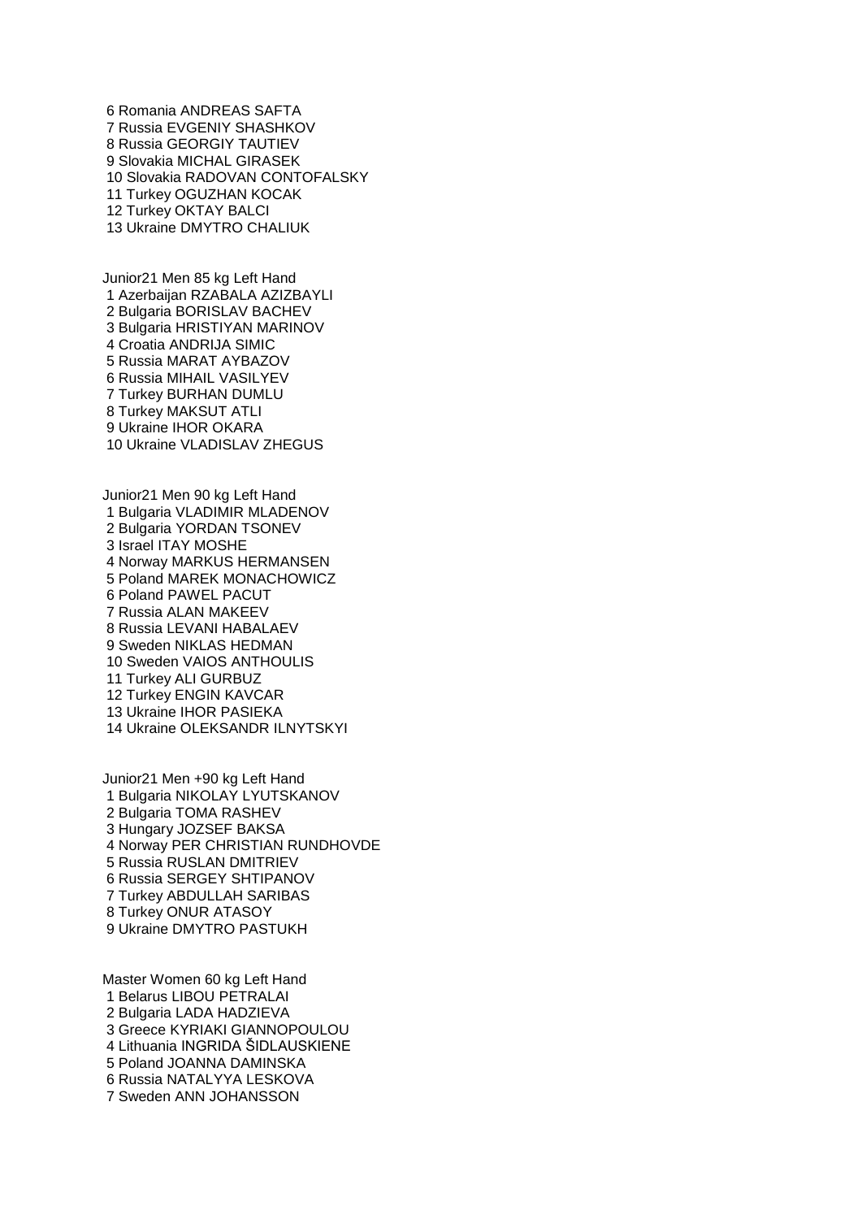6 Romania ANDREAS SAFTA
7 Russia EVGENIY SHASHKOV
8 Russia GEORGIY TAUTIEV
9 Slovakia MICHAL GIRASEK
10 Slovakia RADOVAN CONTOFALSKY
11 Turkey OGUZHAN KOCAK
12 Turkey OKTAY BALCI
13 Ukraine DMYTRO CHALIUK

Junior21 Men 85 kg Left Hand
1 Azerbaijan RZABALA AZIZBAYLI
2 Bulgaria BORISLAV BACHEV
3 Bulgaria HRISTIYAN MARINOV
4 Croatia ANDRIJA SIMIC
5 Russia MARAT AYBAZOV
6 Russia MIHAIL VASILYEV
7 Turkey BURHAN DUMLU
8 Turkey MAKSUT ATLI
9 Ukraine IHOR OKARA
10 Ukraine VLADISLAV ZHEGUS

Junior21 Men 90 kg Left Hand
1 Bulgaria VLADIMIR MLADENOV
2 Bulgaria YORDAN TSONEV
3 Israel ITAY MOSHE
4 Norway MARKUS HERMANSEN
5 Poland MAREK MONACHOWICZ
6 Poland PAWEL PACUT
7 Russia ALAN MAKEEV
8 Russia LEVANI HABALAEV
9 Sweden NIKLAS HEDMAN
10 Sweden VAIOS ANTHOULIS
11 Turkey ALI GURBUZ
12 Turkey ENGIN KAVCAR
13 Ukraine IHOR PASIEKA
14 Ukraine OLEKSANDR ILNYTSKYI

Junior21 Men +90 kg Left Hand
1 Bulgaria NIKOLAY LYUTSKANOV
2 Bulgaria TOMA RASHEV
3 Hungary JOZSEF BAKSA
4 Norway PER CHRISTIAN RUNDHOVDE
5 Russia RUSLAN DMITRIEV
6 Russia SERGEY SHTIPANOV
7 Turkey ABDULLAH SARIBAS
8 Turkey ONUR ATASOY
9 Ukraine DMYTRO PASTUKH

Master Women 60 kg Left Hand
1 Belarus LIBOU PETRALAI
2 Bulgaria LADA HADZIEVA
3 Greece KYRIAKI GIANNOPOULOU
4 Lithuania INGRIDA ŠIDLAUSKIENE
5 Poland JOANNA DAMINSKA
6 Russia NATALYYA LESKOVA
7 Sweden ANN JOHANSSON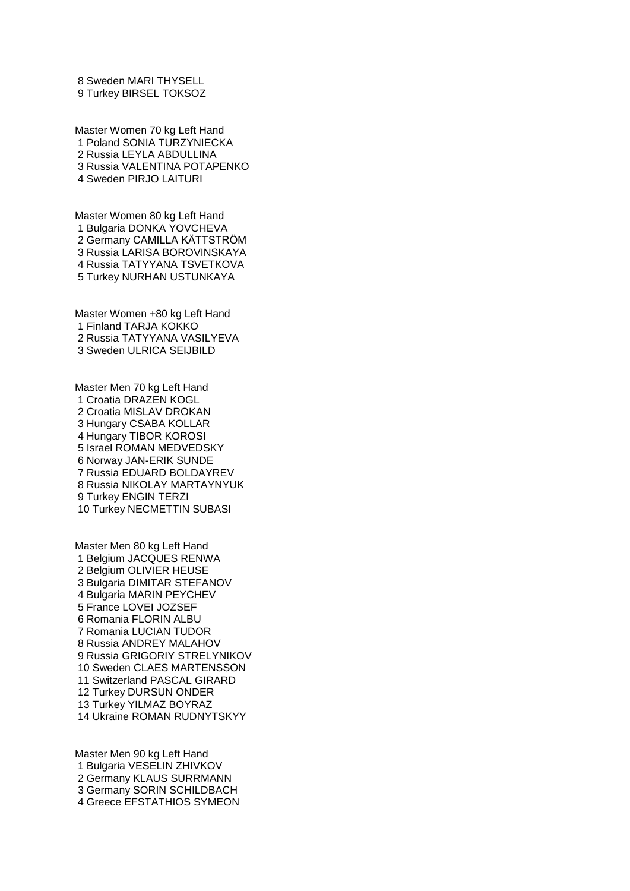8 Sweden MARI THYSELL
9 Turkey BIRSEL TOKSOZ

Master Women 70 kg Left Hand
1 Poland SONIA TURZYNIECKA
2 Russia LEYLA ABDULLINA
3 Russia VALENTINA POTAPENKO
4 Sweden PIRJO LAITURI

Master Women 80 kg Left Hand
1 Bulgaria DONKA YOVCHEVA
2 Germany CAMILLA KÄTTSTRÖM
3 Russia LARISA BOROVINSKAYA
4 Russia TATYYANA TSVETKOVA
5 Turkey NURHAN USTUNKAYA

Master Women +80 kg Left Hand
1 Finland TARJA KOKKO
2 Russia TATYYANA VASILYEVA
3 Sweden ULRICA SEIJBILD

Master Men 70 kg Left Hand
1 Croatia DRAZEN KOGL
2 Croatia MISLAV DROKAN
3 Hungary CSABA KOLLAR
4 Hungary TIBOR KOROSI
5 Israel ROMAN MEDVEDSKY
6 Norway JAN-ERIK SUNDE
7 Russia EDUARD BOLDAYREV
8 Russia NIKOLAY MARTAYNYUK
9 Turkey ENGIN TERZI
10 Turkey NECMETTIN SUBASI

Master Men 80 kg Left Hand
1 Belgium JACQUES RENWA
2 Belgium OLIVIER HEUSE
3 Bulgaria DIMITAR STEFANOV
4 Bulgaria MARIN PEYCHEV
5 France LOVEI JOZSEF
6 Romania FLORIN ALBU
7 Romania LUCIAN TUDOR
8 Russia ANDREY MALAHOV
9 Russia GRIGORIY STRELYNIKOV
10 Sweden CLAES MARTENSSON
11 Switzerland PASCAL GIRARD
12 Turkey DURSUN ONDER
13 Turkey YILMAZ BOYRAZ
14 Ukraine ROMAN RUDNYTSKYY

Master Men 90 kg Left Hand
1 Bulgaria VESELIN ZHIVKOV
2 Germany KLAUS SURRMANN
3 Germany SORIN SCHILDBACH
4 Greece EFSTATHIOS SYMEON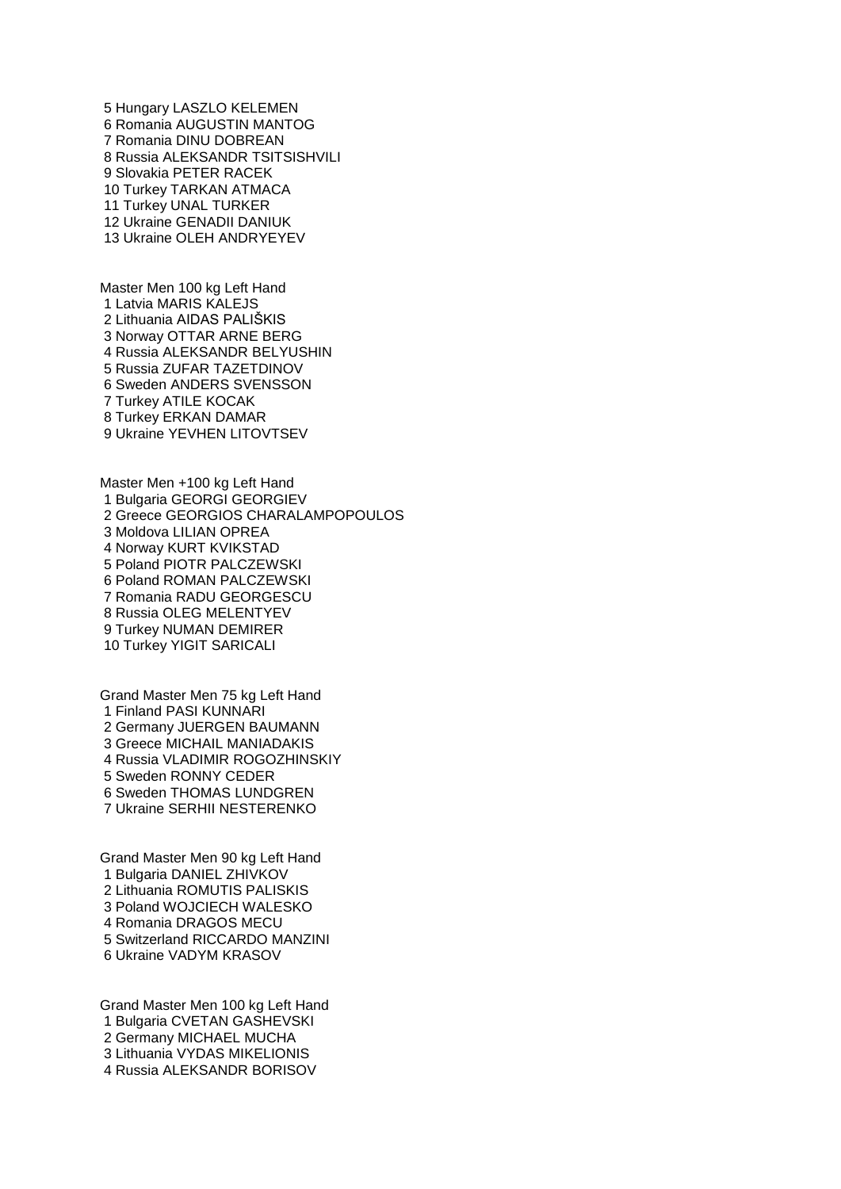5 Hungary LASZLO KELEMEN
6 Romania AUGUSTIN MANTOG
7 Romania DINU DOBREAN
8 Russia ALEKSANDR TSITSISHVILI
9 Slovakia PETER RACEK
10 Turkey TARKAN ATMACA
11 Turkey UNAL TURKER
12 Ukraine GENADII DANIUK
13 Ukraine OLEH ANDRYEYEV

Master Men 100 kg Left Hand
1 Latvia MARIS KALEJS
2 Lithuania AIDAS PALIŠKIS
3 Norway OTTAR ARNE BERG
4 Russia ALEKSANDR BELYUSHIN
5 Russia ZUFAR TAZETDINOV
6 Sweden ANDERS SVENSSON
7 Turkey ATILE KOCAK
8 Turkey ERKAN DAMAR
9 Ukraine YEVHEN LITOVTSEV

Master Men +100 kg Left Hand
1 Bulgaria GEORGI GEORGIEV
2 Greece GEORGIOS CHARALAMPOPOULOS
3 Moldova LILIAN OPREA
4 Norway KURT KVIKSTAD
5 Poland PIOTR PALCZEWSKI
6 Poland ROMAN PALCZEWSKI
7 Romania RADU GEORGESCU
8 Russia OLEG MELENTYEV
9 Turkey NUMAN DEMIRER
10 Turkey YIGIT SARICALI

Grand Master Men 75 kg Left Hand
1 Finland PASI KUNNARI
2 Germany JUERGEN BAUMANN
3 Greece MICHAIL MANIADAKIS
4 Russia VLADIMIR ROGOZHINSKIY
5 Sweden RONNY CEDER
6 Sweden THOMAS LUNDGREN
7 Ukraine SERHII NESTERENKO

Grand Master Men 90 kg Left Hand
1 Bulgaria DANIEL ZHIVKOV
2 Lithuania ROMUTIS PALISKIS
3 Poland WOJCIECH WALESKO
4 Romania DRAGOS MECU
5 Switzerland RICCARDO MANZINI
6 Ukraine VADYM KRASOV

Grand Master Men 100 kg Left Hand
1 Bulgaria CVETAN GASHEVSKI
2 Germany MICHAEL MUCHA
3 Lithuania VYDAS MIKELIONIS
4 Russia ALEKSANDR BORISOV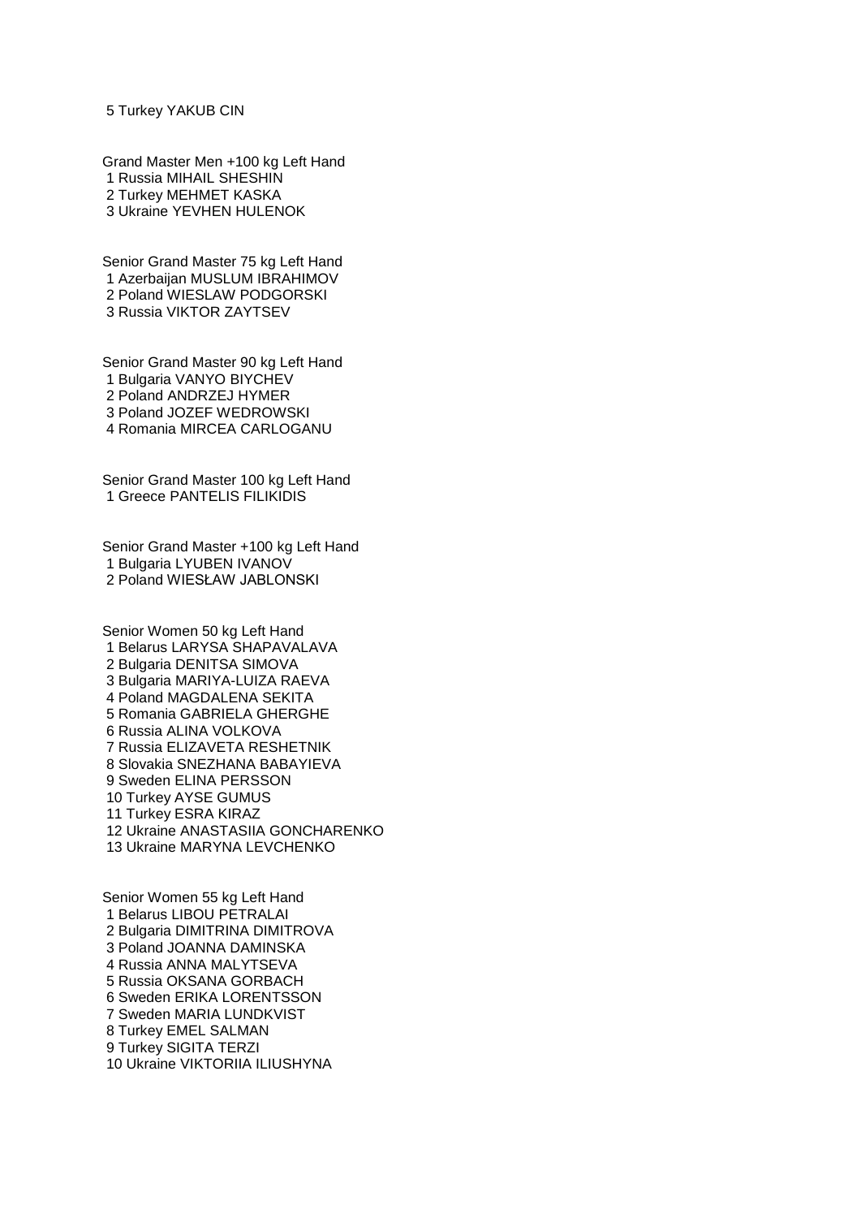5 Turkey YAKUB CIN

Grand Master Men +100 kg Left Hand
1 Russia MIHAIL SHESHIN
2 Turkey MEHMET KASKA
3 Ukraine YEVHEN HULENOK

Senior Grand Master 75 kg Left Hand
1 Azerbaijan MUSLUM IBRAHIMOV
2 Poland WIESLAW PODGORSKI
3 Russia VIKTOR ZAYTSEV

Senior Grand Master 90 kg Left Hand
1 Bulgaria VANYO BIYCHEV
2 Poland ANDRZEJ HYMER
3 Poland JOZEF WEDROWSKI
4 Romania MIRCEA CARLOGANU

Senior Grand Master 100 kg Left Hand
1 Greece PANTELIS FILIKIDIS

Senior Grand Master +100 kg Left Hand
1 Bulgaria LYUBEN IVANOV
2 Poland WIESŁAW JABLONSKI

Senior Women 50 kg Left Hand
1 Belarus LARYSA SHAPAVALAVA
2 Bulgaria DENITSA SIMOVA
3 Bulgaria MARIYA-LUIZA RAEVA
4 Poland MAGDALENA SEKITA
5 Romania GABRIELA GHERGHE
6 Russia ALINA VOLKOVA
7 Russia ELIZAVETA RESHETNIK
8 Slovakia SNEZHANA BABAYIEVA
9 Sweden ELINA PERSSON
10 Turkey AYSE GUMUS
11 Turkey ESRA KIRAZ
12 Ukraine ANASTASIIA GONCHARENKO
13 Ukraine MARYNA LEVCHENKO

Senior Women 55 kg Left Hand
1 Belarus LIBOU PETRALAI
2 Bulgaria DIMITRINA DIMITROVA
3 Poland JOANNA DAMINSKA
4 Russia ANNA MALYTSEVA
5 Russia OKSANA GORBACH
6 Sweden ERIKA LORENTSSON
7 Sweden MARIA LUNDKVIST
8 Turkey EMEL SALMAN
9 Turkey SIGITA TERZI
10 Ukraine VIKTORIIA ILIUSHYNA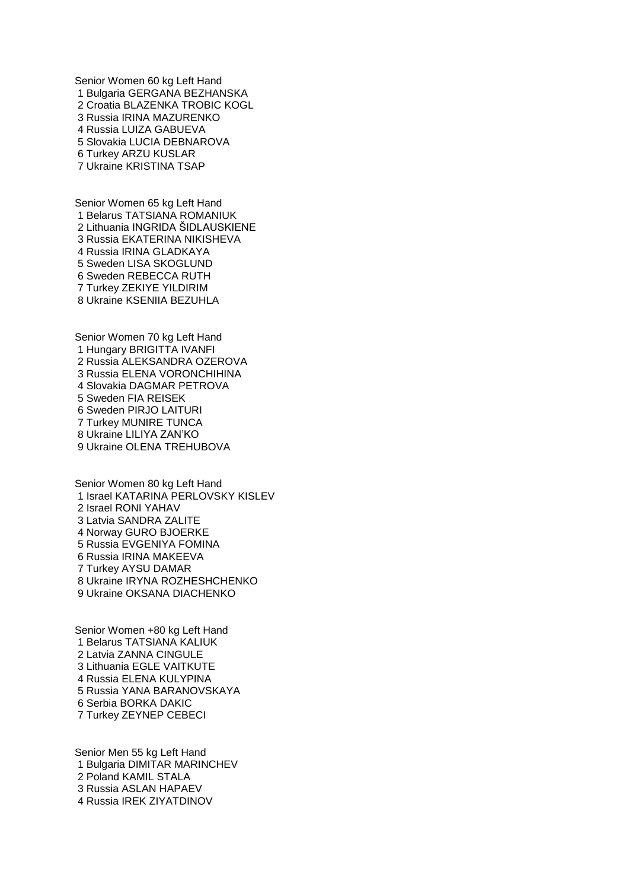Senior Women 60 kg Left Hand
1 Bulgaria GERGANA BEZHANSKA
2 Croatia BLAZENKA TROBIC KOGL
3 Russia IRINA MAZURENKO
4 Russia LUIZA GABUEVA
5 Slovakia LUCIA DEBNAROVA
6 Turkey ARZU KUSLAR
7 Ukraine KRISTINA TSAP

Senior Women 65 kg Left Hand
1 Belarus TATSIANA ROMANIUK
2 Lithuania INGRIDA ŠIDLAUSKIENE
3 Russia EKATERINA NIKISHEVA
4 Russia IRINA GLADKAYA
5 Sweden LISA SKOGLUND
6 Sweden REBECCA RUTH
7 Turkey ZEKIYE YILDIRIM
8 Ukraine KSENIIA BEZUHLA

Senior Women 70 kg Left Hand
1 Hungary BRIGITTA IVANFI
2 Russia ALEKSANDRA OZEROVA
3 Russia ELENA VORONCHIHINA
4 Slovakia DAGMAR PETROVA
5 Sweden FIA REISEK
6 Sweden PIRJO LAITURI
7 Turkey MUNIRE TUNCA
8 Ukraine LILIYA ZAN'KO
9 Ukraine OLENA TREHUBOVA

Senior Women 80 kg Left Hand
1 Israel KATARINA PERLOVSKY KISLEV
2 Israel RONI YAHAV
3 Latvia SANDRA ZALITE
4 Norway GURO BJOERKE
5 Russia EVGENIYA FOMINA
6 Russia IRINA MAKEEVA
7 Turkey AYSU DAMAR
8 Ukraine IRYNA ROZHESHCHENKO
9 Ukraine OKSANA DIACHENKO

Senior Women +80 kg Left Hand
1 Belarus TATSIANA KALIUK
2 Latvia ZANNA CINGULE
3 Lithuania EGLE VAITKUTE
4 Russia ELENA KULYPINA
5 Russia YANA BARANOVSKAYA
6 Serbia BORKA DAKIC
7 Turkey ZEYNEP CEBECI

Senior Men 55 kg Left Hand
1 Bulgaria DIMITAR MARINCHEV
2 Poland KAMIL STALA
3 Russia ASLAN HAPAEV
4 Russia IREK ZIYATDINOV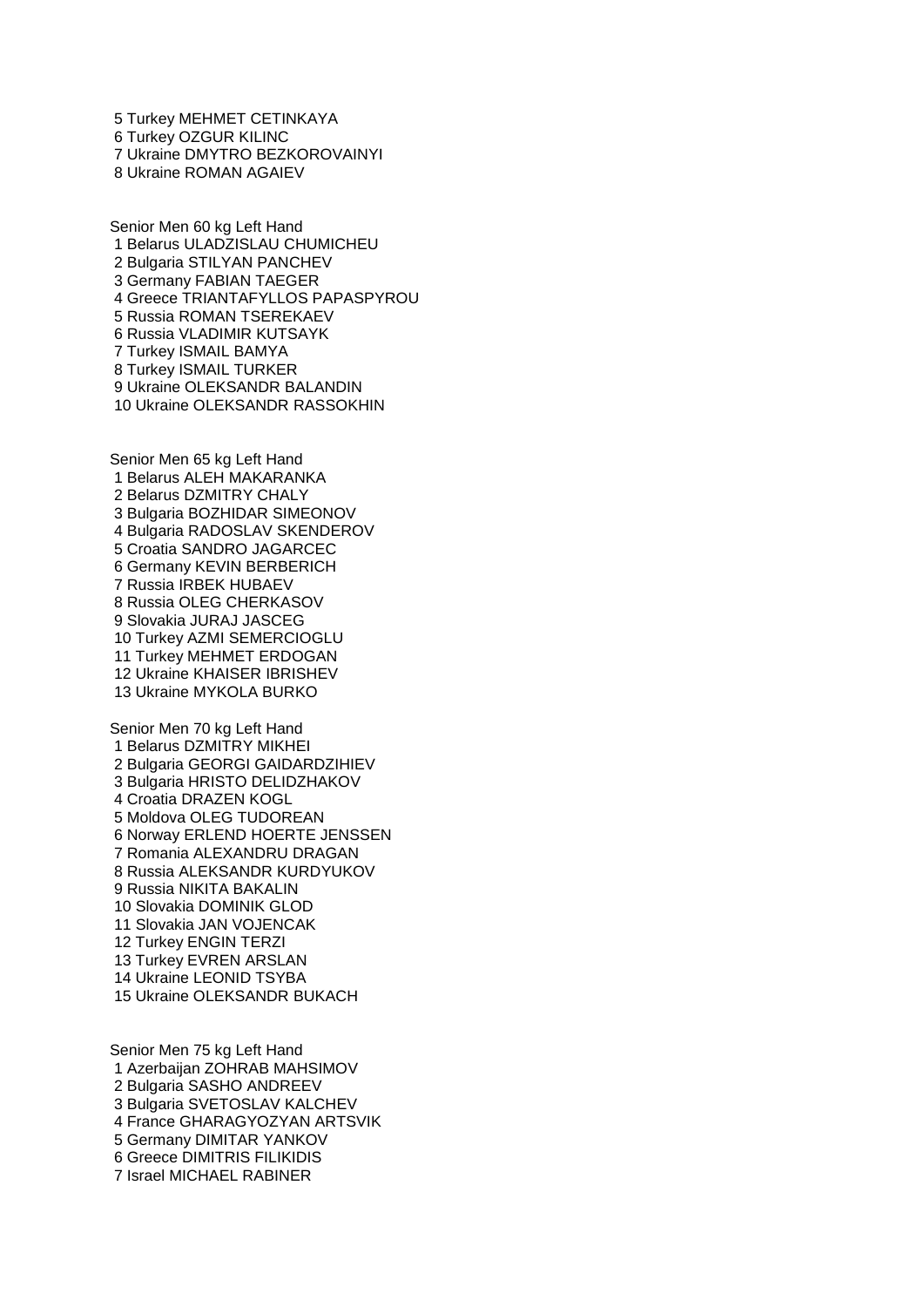5 Turkey MEHMET CETINKAYA
6 Turkey OZGUR KILINC
7 Ukraine DMYTRO BEZKOROVAINYI
8 Ukraine ROMAN AGAIEV

Senior Men 60 kg Left Hand
1 Belarus ULADZISLAU CHUMICHEU
2 Bulgaria STILYAN PANCHEV
3 Germany FABIAN TAEGER
4 Greece TRIANTAFYLLOS PAPASPYROU
5 Russia ROMAN TSEREKAEV
6 Russia VLADIMIR KUTSAYK
7 Turkey ISMAIL BAMYA
8 Turkey ISMAIL TURKER
9 Ukraine OLEKSANDR BALANDIN
10 Ukraine OLEKSANDR RASSOKHIN

Senior Men 65 kg Left Hand
1 Belarus ALEH MAKARANKA
2 Belarus DZMITRY CHALY
3 Bulgaria BOZHIDAR SIMEONOV
4 Bulgaria RADOSLAV SKENDEROV
5 Croatia SANDRO JAGARCEC
6 Germany KEVIN BERBERICH
7 Russia IRBEK HUBAEV
8 Russia OLEG CHERKASOV
9 Slovakia JURAJ JASCEG
10 Turkey AZMI SEMERCIOGLU
11 Turkey MEHMET ERDOGAN
12 Ukraine KHAISER IBRISHEV
13 Ukraine MYKOLA BURKO

Senior Men 70 kg Left Hand
1 Belarus DZMITRY MIKHEI
2 Bulgaria GEORGI GAIDARDZIHIEV
3 Bulgaria HRISTO DELIDZHAKOV
4 Croatia DRAZEN KOGL
5 Moldova OLEG TUDOREAN
6 Norway ERLEND HOERTE JENSSEN
7 Romania ALEXANDRU DRAGAN
8 Russia ALEKSANDR KURDYUKOV
9 Russia NIKITA BAKALIN
10 Slovakia DOMINIK GLOD
11 Slovakia JAN VOJENCAK
12 Turkey ENGIN TERZI
13 Turkey EVREN ARSLAN
14 Ukraine LEONID TSYBA
15 Ukraine OLEKSANDR BUKACH

Senior Men 75 kg Left Hand
1 Azerbaijan ZOHRAB MAHSIMOV
2 Bulgaria SASHO ANDREEV
3 Bulgaria SVETOSLAV KALCHEV
4 France GHARAGYOZYAN ARTSVIK
5 Germany DIMITAR YANKOV
6 Greece DIMITRIS FILIKIDIS
7 Israel MICHAEL RABINER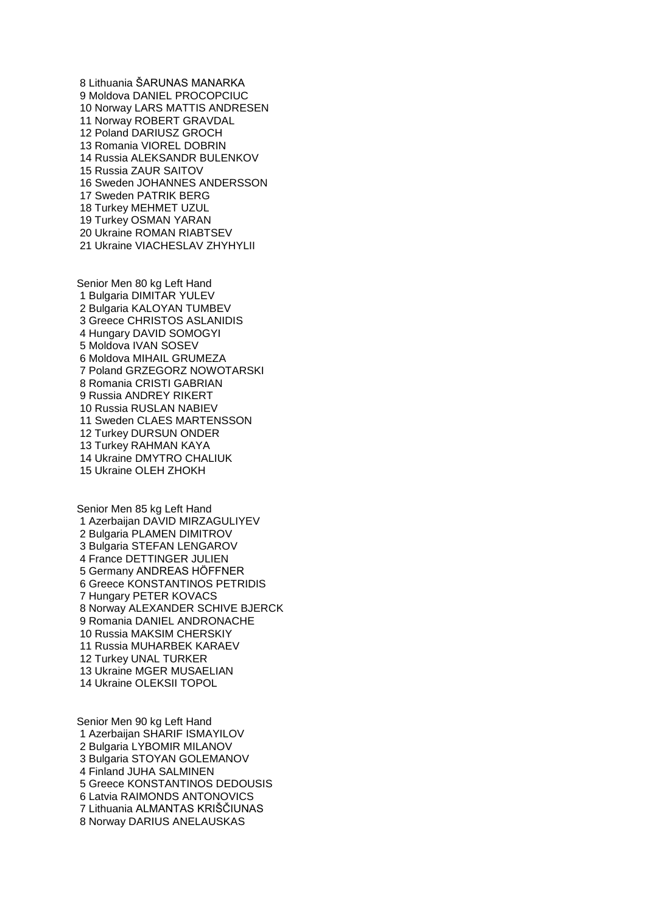8 Lithuania ŠARUNAS MANARKA
9 Moldova DANIEL PROCOPCIUC
10 Norway LARS MATTIS ANDRESEN
11 Norway ROBERT GRAVDAL
12 Poland DARIUSZ GROCH
13 Romania VIOREL DOBRIN
14 Russia ALEKSANDR BULENKOV
15 Russia ZAUR SAITOV
16 Sweden JOHANNES ANDERSSON
17 Sweden PATRIK BERG
18 Turkey MEHMET UZUL
19 Turkey OSMAN YARAN
20 Ukraine ROMAN RIABTSEV
21 Ukraine VIACHESLAV ZHYHYLII

Senior Men 80 kg Left Hand
1 Bulgaria DIMITAR YULEV
2 Bulgaria KALOYAN TUMBEV
3 Greece CHRISTOS ASLANIDIS
4 Hungary DAVID SOMOGYI
5 Moldova IVAN SOSEV
6 Moldova MIHAIL GRUMEZA
7 Poland GRZEGORZ NOWOTARSKI
8 Romania CRISTI GABRIAN
9 Russia ANDREY RIKERT
10 Russia RUSLAN NABIEV
11 Sweden CLAES MARTENSSON
12 Turkey DURSUN ONDER
13 Turkey RAHMAN KAYA
14 Ukraine DMYTRO CHALIUK
15 Ukraine OLEH ZHOKH

Senior Men 85 kg Left Hand
1 Azerbaijan DAVID MIRZAGULIYEV
2 Bulgaria PLAMEN DIMITROV
3 Bulgaria STEFAN LENGAROV
4 France DETTINGER JULIEN
5 Germany ANDREAS HÖFFNER
6 Greece KONSTANTINOS PETRIDIS
7 Hungary PETER KOVACS
8 Norway ALEXANDER SCHIVE BJERCK
9 Romania DANIEL ANDRONACHE
10 Russia MAKSIM CHERSKIY
11 Russia MUHARBEK KARAEV
12 Turkey UNAL TURKER
13 Ukraine MGER MUSAELIAN
14 Ukraine OLEKSII TOPOL

Senior Men 90 kg Left Hand
1 Azerbaijan SHARIF ISMAYILOV
2 Bulgaria LYBOMIR MILANOV
3 Bulgaria STOYAN GOLEMANOV
4 Finland JUHA SALMINEN
5 Greece KONSTANTINOS DEDOUSIS
6 Latvia RAIMONDS ANTONOVICS
7 Lithuania ALMANTAS KRIŠČIUNAS
8 Norway DARIUS ANELAUSKAS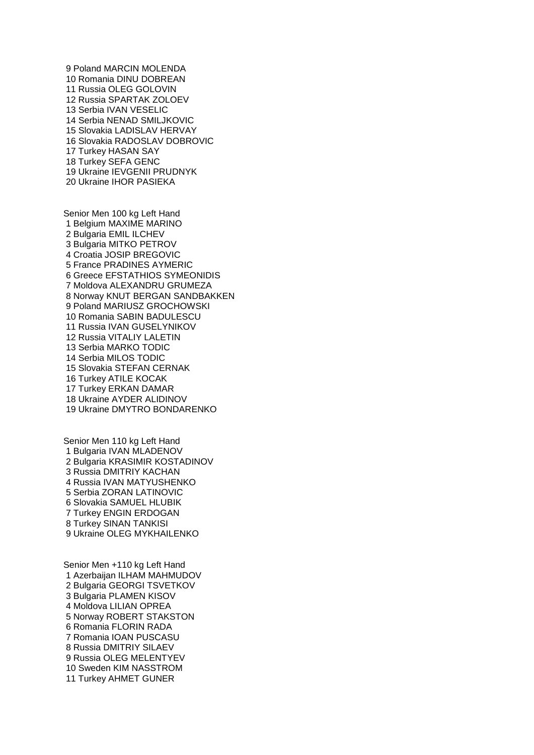9 Poland MARCIN MOLENDA
10 Romania DINU DOBREAN
11 Russia OLEG GOLOVIN
12 Russia SPARTAK ZOLOEV
13 Serbia IVAN VESELIC
14 Serbia NENAD SMILJKOVIC
15 Slovakia LADISLAV HERVAY
16 Slovakia RADOSLAV DOBROVIC
17 Turkey HASAN SAY
18 Turkey SEFA GENC
19 Ukraine IEVGENII PRUDNYK
20 Ukraine IHOR PASIEKA

Senior Men 100 kg Left Hand
1 Belgium MAXIME MARINO
2 Bulgaria EMIL ILCHEV
3 Bulgaria MITKO PETROV
4 Croatia JOSIP BREGOVIC
5 France PRADINES AYMERIC
6 Greece EFSTATHIOS SYMEONIDIS
7 Moldova ALEXANDRU GRUMEZA
8 Norway KNUT BERGAN SANDBAKKEN
9 Poland MARIUSZ GROCHOWSKI
10 Romania SABIN BADULESCU
11 Russia IVAN GUSELYNIKOV
12 Russia VITALIY LALETIN
13 Serbia MARKO TODIC
14 Serbia MILOS TODIC
15 Slovakia STEFAN CERNAK
16 Turkey ATILE KOCAK
17 Turkey ERKAN DAMAR
18 Ukraine AYDER ALIDINOV
19 Ukraine DMYTRO BONDARENKO

Senior Men 110 kg Left Hand
1 Bulgaria IVAN MLADENOV
2 Bulgaria KRASIMIR KOSTADINOV
3 Russia DMITRIY KACHAN
4 Russia IVAN MATYUSHENKO
5 Serbia ZORAN LATINOVIC
6 Slovakia SAMUEL HLUBIK
7 Turkey ENGIN ERDOGAN
8 Turkey SINAN TANKISI
9 Ukraine OLEG MYKHAILENKO

Senior Men +110 kg Left Hand
1 Azerbaijan ILHAM MAHMUDOV
2 Bulgaria GEORGI TSVETKOV
3 Bulgaria PLAMEN KISOV
4 Moldova LILIAN OPREA
5 Norway ROBERT STAKSTON
6 Romania FLORIN RADA
7 Romania IOAN PUSCASU
8 Russia DMITRIY SILAEV
9 Russia OLEG MELENTYEV
10 Sweden KIM NASSTROM
11 Turkey AHMET GUNER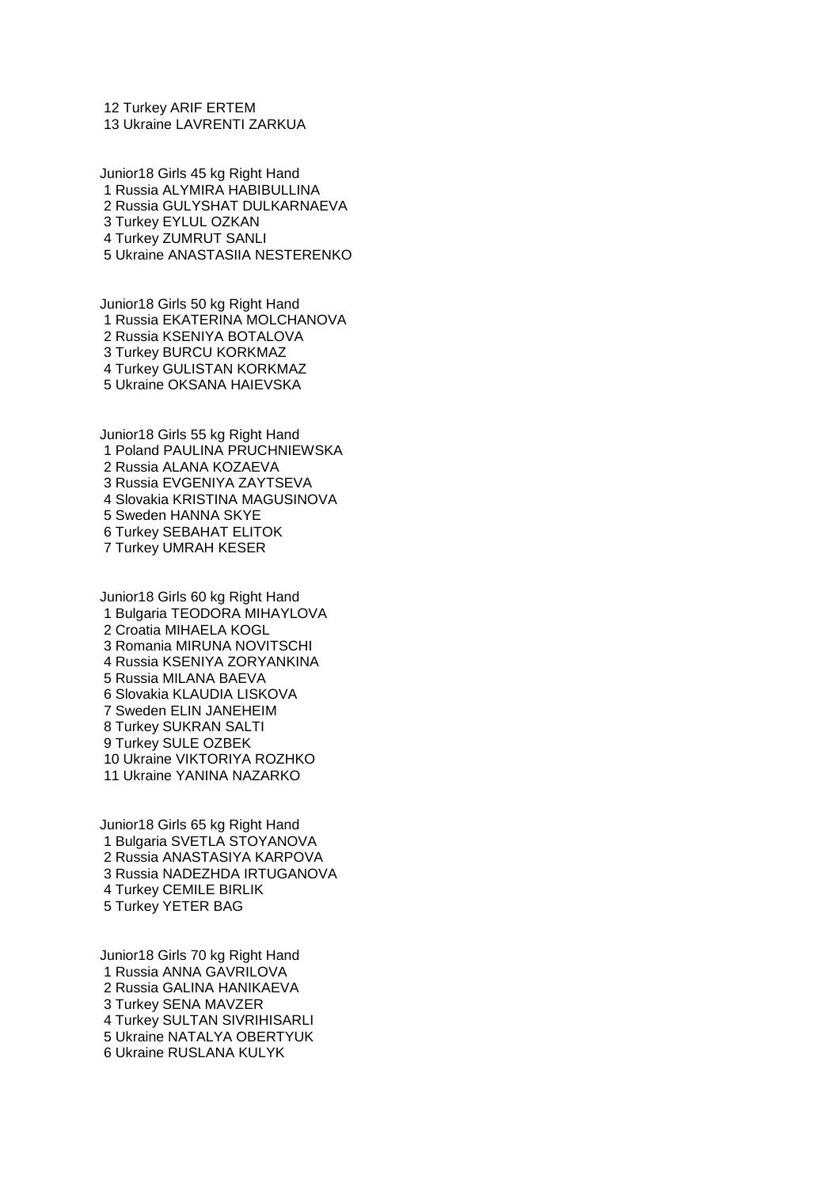12 Turkey ARIF ERTEM
13 Ukraine LAVRENTI ZARKUA

Junior18 Girls 45 kg Right Hand
1 Russia ALYMIRA HABIBULLINA
2 Russia GULYSHAT DULKARNAEVA
3 Turkey EYLUL OZKAN
4 Turkey ZUMRUT SANLI
5 Ukraine ANASTASIIA NESTERENKO

Junior18 Girls 50 kg Right Hand
1 Russia EKATERINA MOLCHANOVA
2 Russia KSENIYA BOTALOVA
3 Turkey BURCU KORKMAZ
4 Turkey GULISTAN KORKMAZ
5 Ukraine OKSANA HAIEVSKA

Junior18 Girls 55 kg Right Hand
1 Poland PAULINA PRUCHNIEWSKA
2 Russia ALANA KOZAEVA
3 Russia EVGENIYA ZAYTSEVA
4 Slovakia KRISTINA MAGUSINOVA
5 Sweden HANNA SKYE
6 Turkey SEBAHAT ELITOK
7 Turkey UMRAH KESER

Junior18 Girls 60 kg Right Hand
1 Bulgaria TEODORA MIHAYLOVA
2 Croatia MIHAELA KOGL
3 Romania MIRUNA NOVITSCHI
4 Russia KSENIYA ZORYANKINA
5 Russia MILANA BAEVA
6 Slovakia KLAUDIA LISKOVA
7 Sweden ELIN JANEHEIM
8 Turkey SUKRAN SALTI
9 Turkey SULE OZBEK
10 Ukraine VIKTORIYA ROZHKO
11 Ukraine YANINA NAZARKO

Junior18 Girls 65 kg Right Hand
1 Bulgaria SVETLA STOYANOVA
2 Russia ANASTASIYA KARPOVA
3 Russia NADEZHDA IRTUGANOVA
4 Turkey CEMILE BIRLIK
5 Turkey YETER BAG

Junior18 Girls 70 kg Right Hand
1 Russia ANNA GAVRILOVA
2 Russia GALINA HANIKAEVA
3 Turkey SENA MAVZER
4 Turkey SULTAN SIVRIHISARLI
5 Ukraine NATALYA OBERTYUK
6 Ukraine RUSLANA KULYK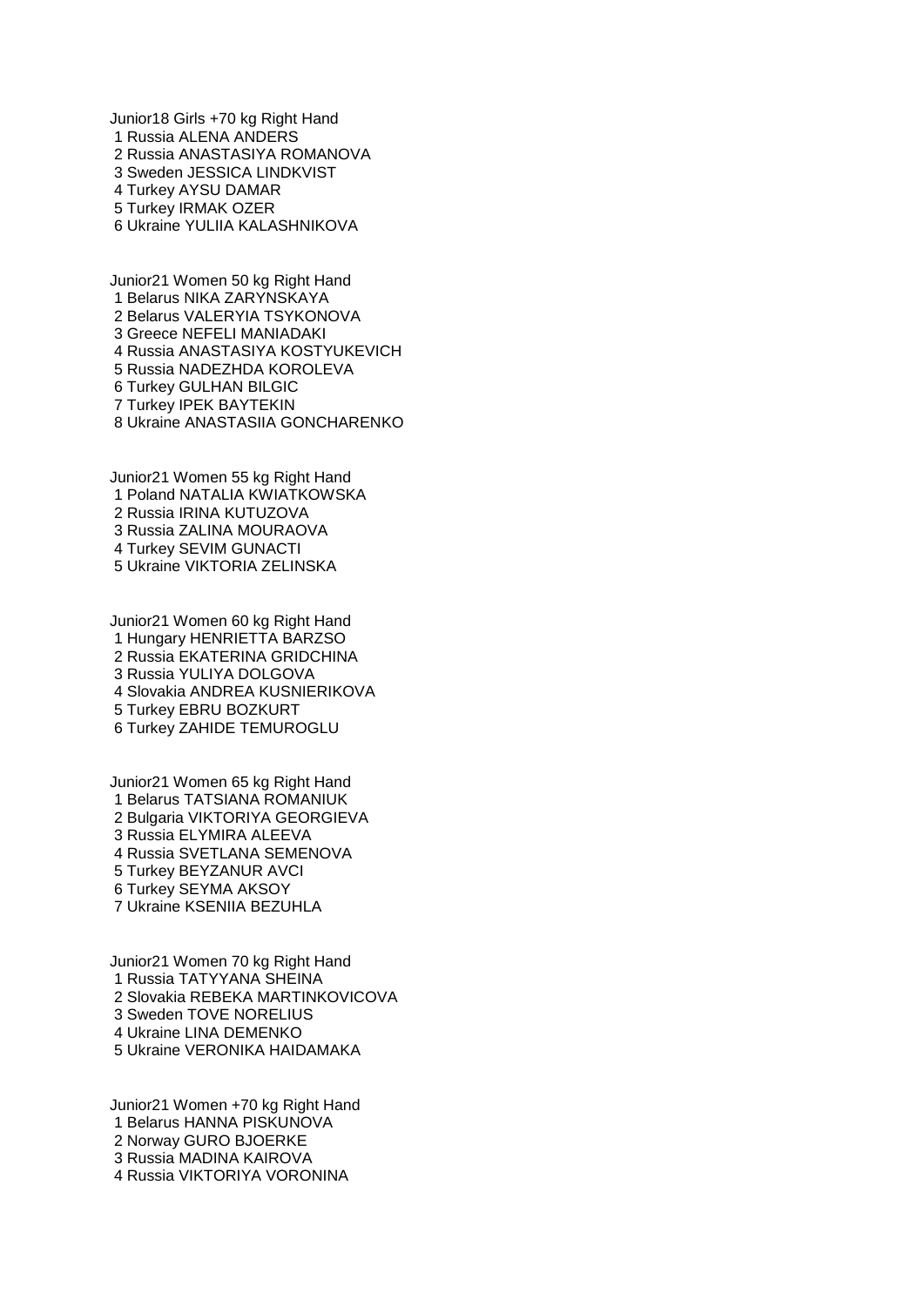Junior18 Girls +70 kg Right Hand
1 Russia ALENA ANDERS
2 Russia ANASTASIYA ROMANOVA
3 Sweden JESSICA LINDKVIST
4 Turkey AYSU DAMAR
5 Turkey IRMAK OZER
6 Ukraine YULIIA KALASHNIKOVA

Junior21 Women 50 kg Right Hand
1 Belarus NIKA ZARYNSKAYA
2 Belarus VALERYIA TSYKONOVA
3 Greece NEFELI MANIADAKI
4 Russia ANASTASIYA KOSTYUKEVICH
5 Russia NADEZHDA KOROLEVA
6 Turkey GULHAN BILGIC
7 Turkey IPEK BAYTEKIN
8 Ukraine ANASTASIIA GONCHARENKO

Junior21 Women 55 kg Right Hand
1 Poland NATALIA KWIATKOWSKA
2 Russia IRINA KUTUZOVA
3 Russia ZALINA MOURAOVA
4 Turkey SEVIM GUNACTI
5 Ukraine VIKTORIA ZELINSKA

Junior21 Women 60 kg Right Hand
1 Hungary HENRIETTA BARZSO
2 Russia EKATERINA GRIDCHINA
3 Russia YULIYA DOLGOVA
4 Slovakia ANDREA KUSNIERIKOVA
5 Turkey EBRU BOZKURT
6 Turkey ZAHIDE TEMUROGLU

Junior21 Women 65 kg Right Hand
1 Belarus TATSIANA ROMANIUK
2 Bulgaria VIKTORIYA GEORGIEVA
3 Russia ELYMIRA ALEEVA
4 Russia SVETLANA SEMENOVA
5 Turkey BEYZANUR AVCI
6 Turkey SEYMA AKSOY
7 Ukraine KSENIIA BEZUHLA

Junior21 Women 70 kg Right Hand
1 Russia TATYYANA SHEINA
2 Slovakia REBEKA MARTINKOVICOVA
3 Sweden TOVE NORELIUS
4 Ukraine LINA DEMENKO
5 Ukraine VERONIKA HAIDAMAKA

Junior21 Women +70 kg Right Hand
1 Belarus HANNA PISKUNOVA
2 Norway GURO BJOERKE
3 Russia MADINA KAIROVA
4 Russia VIKTORIYA VORONINA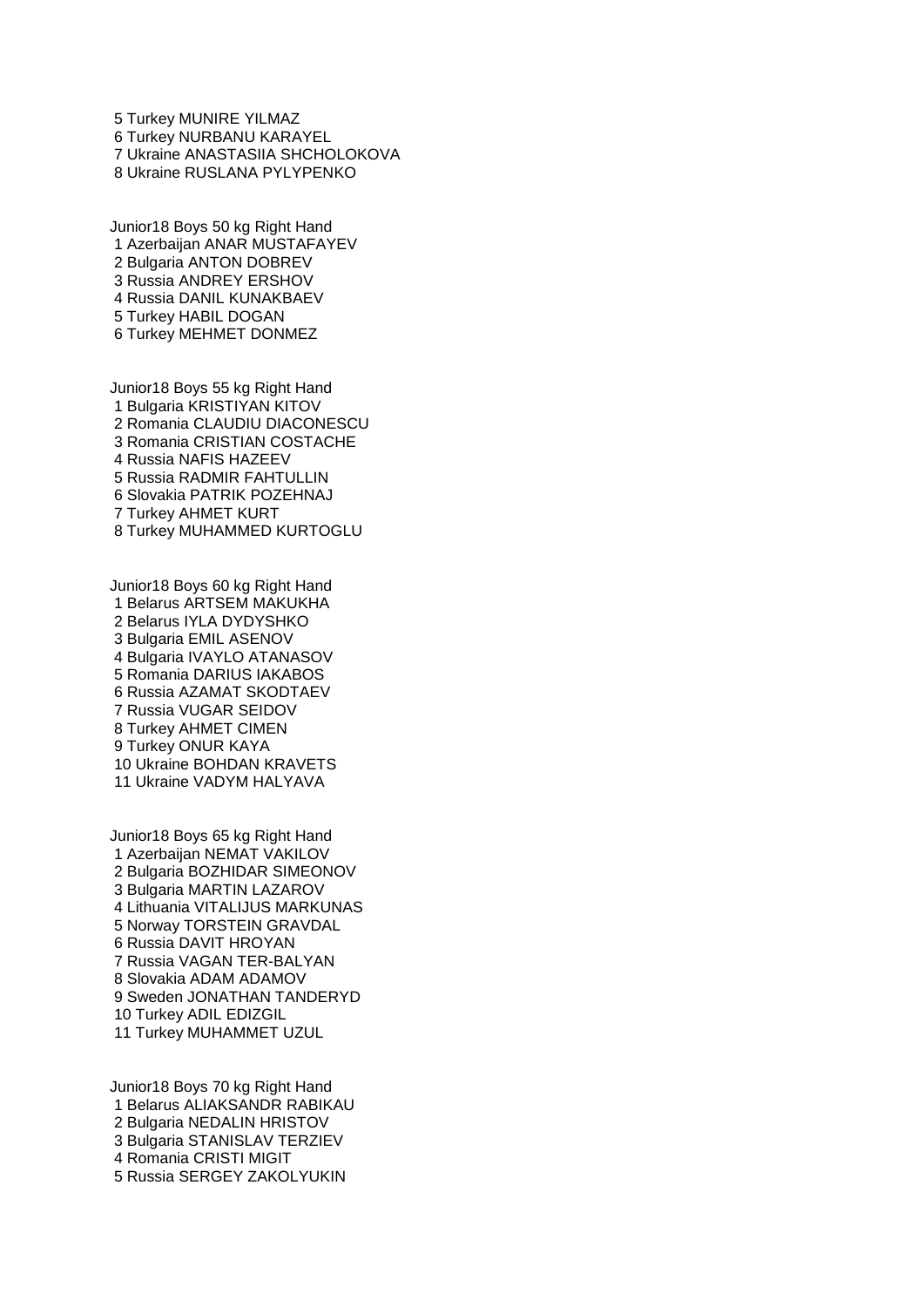5 Turkey MUNIRE YILMAZ
6 Turkey NURBANU KARAYEL
7 Ukraine ANASTASIIA SHCHOLOKOVA
8 Ukraine RUSLANA PYLYPENKO

Junior18 Boys 50 kg Right Hand
1 Azerbaijan ANAR MUSTAFAYEV
2 Bulgaria ANTON DOBREV
3 Russia ANDREY ERSHOV
4 Russia DANIL KUNAKBAEV
5 Turkey HABIL DOGAN
6 Turkey MEHMET DONMEZ

Junior18 Boys 55 kg Right Hand
1 Bulgaria KRISTIYAN KITOV
2 Romania CLAUDIU DIACONESCU
3 Romania CRISTIAN COSTACHE
4 Russia NAFIS HAZEEV
5 Russia RADMIR FAHTULLIN
6 Slovakia PATRIK POZEHNAJ
7 Turkey AHMET KURT
8 Turkey MUHAMMED KURTOGLU

Junior18 Boys 60 kg Right Hand
1 Belarus ARTSEM MAKUKHA
2 Belarus IYLA DYDYSHKO
3 Bulgaria EMIL ASENOV
4 Bulgaria IVAYLO ATANASOV
5 Romania DARIUS IAKABOS
6 Russia AZAMAT SKODTAEV
7 Russia VUGAR SEIDOV
8 Turkey AHMET CIMEN
9 Turkey ONUR KAYA
10 Ukraine BOHDAN KRAVETS
11 Ukraine VADYM HALYAVA

Junior18 Boys 65 kg Right Hand
1 Azerbaijan NEMAT VAKILOV
2 Bulgaria BOZHIDAR SIMEONOV
3 Bulgaria MARTIN LAZAROV
4 Lithuania VITALIJUS MARKUNAS
5 Norway TORSTEIN GRAVDAL
6 Russia DAVIT HROYAN
7 Russia VAGAN TER-BALYAN
8 Slovakia ADAM ADAMOV
9 Sweden JONATHAN TANDERYD
10 Turkey ADIL EDIZGIL
11 Turkey MUHAMMET UZUL

Junior18 Boys 70 kg Right Hand
1 Belarus ALIAKSANDR RABIKAU
2 Bulgaria NEDALIN HRISTOV
3 Bulgaria STANISLAV TERZIEV
4 Romania CRISTI MIGIT
5 Russia SERGEY ZAKOLYUKIN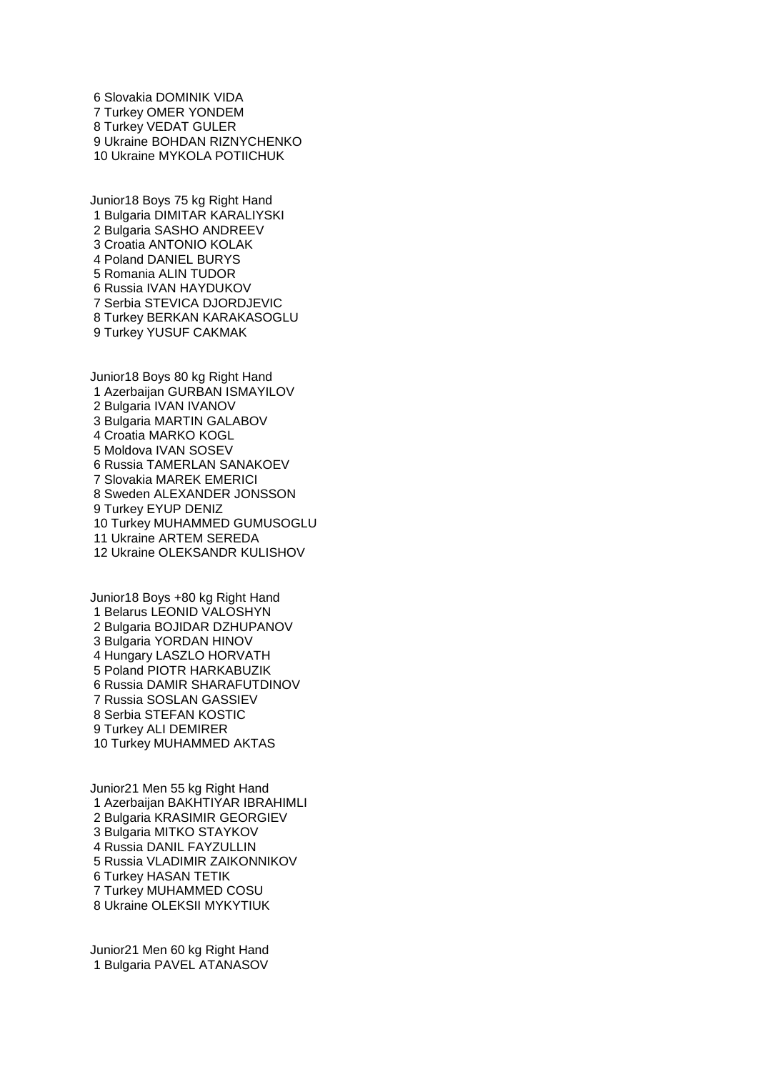6 Slovakia DOMINIK VIDA
7 Turkey OMER YONDEM
8 Turkey VEDAT GULER
9 Ukraine BOHDAN RIZNYCHENKO
10 Ukraine MYKOLA POTIICHUK

Junior18 Boys 75 kg Right Hand
1 Bulgaria DIMITAR KARALIYSKI
2 Bulgaria SASHO ANDREEV
3 Croatia ANTONIO KOLAK
4 Poland DANIEL BURYS
5 Romania ALIN TUDOR
6 Russia IVAN HAYDUKOV
7 Serbia STEVICA DJORDJEVIC
8 Turkey BERKAN KARAKASOGLU
9 Turkey YUSUF CAKMAK

Junior18 Boys 80 kg Right Hand
1 Azerbaijan GURBAN ISMAYILOV
2 Bulgaria IVAN IVANOV
3 Bulgaria MARTIN GALABOV
4 Croatia MARKO KOGL
5 Moldova IVAN SOSEV
6 Russia TAMERLAN SANAKOEV
7 Slovakia MAREK EMERICI
8 Sweden ALEXANDER JONSSON
9 Turkey EYUP DENIZ
10 Turkey MUHAMMED GUMUSOGLU
11 Ukraine ARTEM SEREDA
12 Ukraine OLEKSANDR KULISHOV

Junior18 Boys +80 kg Right Hand
1 Belarus LEONID VALOSHYN
2 Bulgaria BOJIDAR DZHUPANOV
3 Bulgaria YORDAN HINOV
4 Hungary LASZLO HORVATH
5 Poland PIOTR HARKABUZIK
6 Russia DAMIR SHARAFUTDINOV
7 Russia SOSLAN GASSIEV
8 Serbia STEFAN KOSTIC
9 Turkey ALI DEMIRER
10 Turkey MUHAMMED AKTAS

Junior21 Men 55 kg Right Hand
1 Azerbaijan BAKHTIYAR IBRAHIMLI
2 Bulgaria KRASIMIR GEORGIEV
3 Bulgaria MITKO STAYKOV
4 Russia DANIL FAYZULLIN
5 Russia VLADIMIR ZAIKONNIKOV
6 Turkey HASAN TETIK
7 Turkey MUHAMMED COSU
8 Ukraine OLEKSII MYKYTIUK

Junior21 Men 60 kg Right Hand
1 Bulgaria PAVEL ATANASOV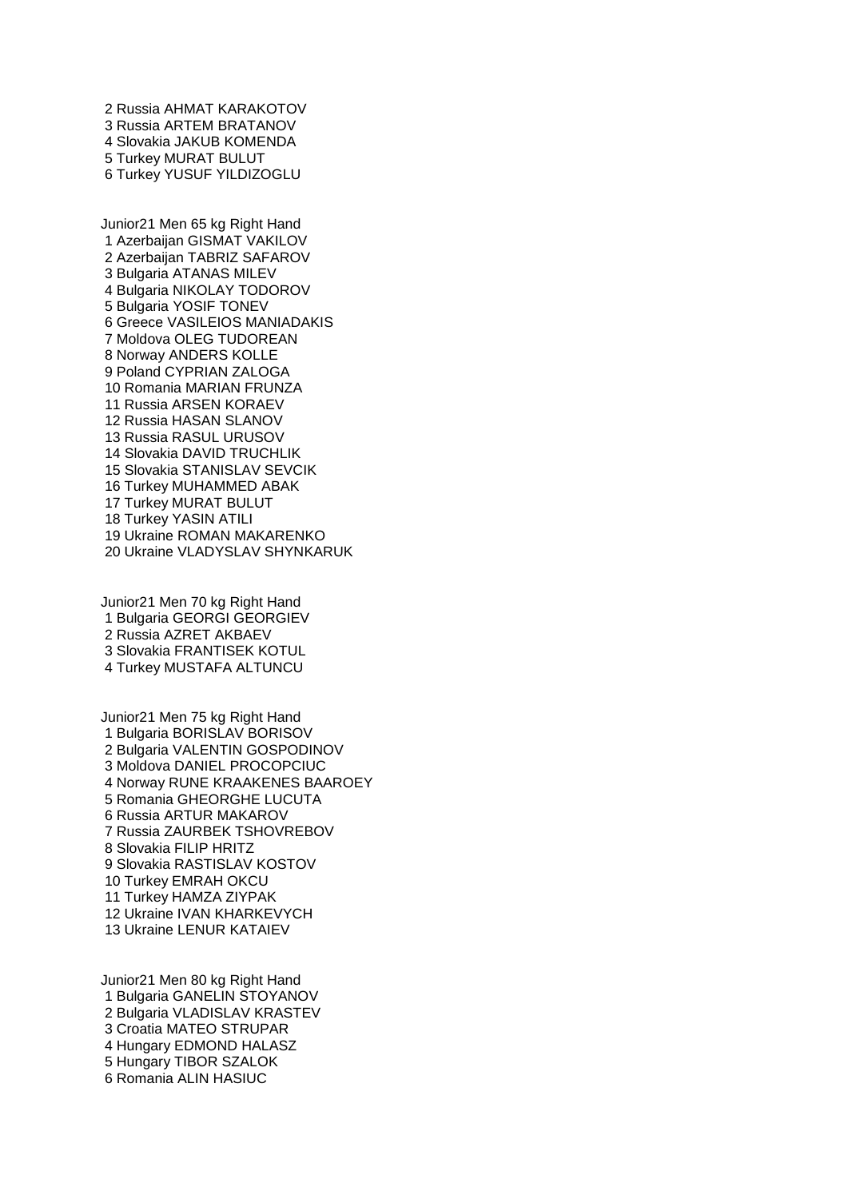2 Russia AHMAT KARAKOTOV
3 Russia ARTEM BRATANOV
4 Slovakia JAKUB KOMENDA
5 Turkey MURAT BULUT
6 Turkey YUSUF YILDIZOGLU

Junior21 Men 65 kg Right Hand
1 Azerbaijan GISMAT VAKILOV
2 Azerbaijan TABRIZ SAFAROV
3 Bulgaria ATANAS MILEV
4 Bulgaria NIKOLAY TODOROV
5 Bulgaria YOSIF TONEV
6 Greece VASILEIOS MANIADAKIS
7 Moldova OLEG TUDOREAN
8 Norway ANDERS KOLLE
9 Poland CYPRIAN ZALOGA
10 Romania MARIAN FRUNZA
11 Russia ARSEN KORAEV
12 Russia HASAN SLANOV
13 Russia RASUL URUSOV
14 Slovakia DAVID TRUCHLIK
15 Slovakia STANISLAV SEVCIK
16 Turkey MUHAMMED ABAK
17 Turkey MURAT BULUT
18 Turkey YASIN ATILI
19 Ukraine ROMAN MAKARENKO
20 Ukraine VLADYSLAV SHYNKARUK

Junior21 Men 70 kg Right Hand
1 Bulgaria GEORGI GEORGIEV
2 Russia AZRET AKBAEV
3 Slovakia FRANTISEK KOTUL
4 Turkey MUSTAFA ALTUNCU

Junior21 Men 75 kg Right Hand
1 Bulgaria BORISLAV BORISOV
2 Bulgaria VALENTIN GOSPODINOV
3 Moldova DANIEL PROCOPCIUC
4 Norway RUNE KRAAKENES BAAROEY
5 Romania GHEORGHE LUCUTA
6 Russia ARTUR MAKAROV
7 Russia ZAURBEK TSHOVREBOV
8 Slovakia FILIP HRITZ
9 Slovakia RASTISLAV KOSTOV
10 Turkey EMRAH OKCU
11 Turkey HAMZA ZIYPAK
12 Ukraine IVAN KHARKEVYCH
13 Ukraine LENUR KATAIEV

Junior21 Men 80 kg Right Hand
1 Bulgaria GANELIN STOYANOV
2 Bulgaria VLADISLAV KRASTEV
3 Croatia MATEO STRUPAR
4 Hungary EDMOND HALASZ
5 Hungary TIBOR SZALOK
6 Romania ALIN HASIUC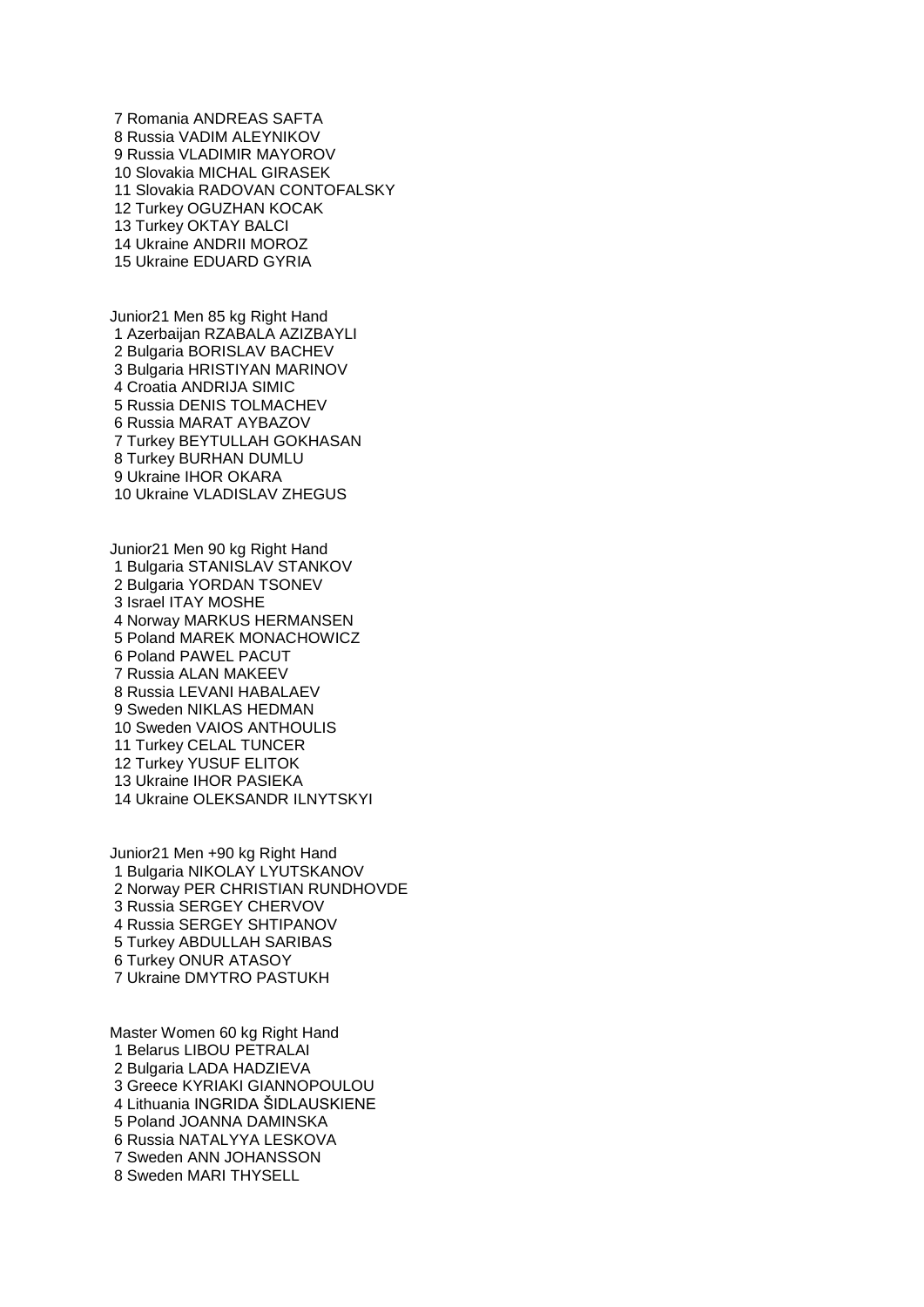7 Romania ANDREAS SAFTA
8 Russia VADIM ALEYNIKOV
9 Russia VLADIMIR MAYOROV
10 Slovakia MICHAL GIRASEK
11 Slovakia RADOVAN CONTOFALSKY
12 Turkey OGUZHAN KOCAK
13 Turkey OKTAY BALCI
14 Ukraine ANDRII MOROZ
15 Ukraine EDUARD GYRIA

Junior21 Men 85 kg Right Hand
1 Azerbaijan RZABALA AZIZBAYLI
2 Bulgaria BORISLAV BACHEV
3 Bulgaria HRISTIYAN MARINOV
4 Croatia ANDRIJA SIMIC
5 Russia DENIS TOLMACHEV
6 Russia MARAT AYBAZOV
7 Turkey BEYTULLAH GOKHASAN
8 Turkey BURHAN DUMLU
9 Ukraine IHOR OKARA
10 Ukraine VLADISLAV ZHEGUS

Junior21 Men 90 kg Right Hand
1 Bulgaria STANISLAV STANKOV
2 Bulgaria YORDAN TSONEV
3 Israel ITAY MOSHE
4 Norway MARKUS HERMANSEN
5 Poland MAREK MONACHOWICZ
6 Poland PAWEL PACUT
7 Russia ALAN MAKEEV
8 Russia LEVANI HABALAEV
9 Sweden NIKLAS HEDMAN
10 Sweden VAIOS ANTHOULIS
11 Turkey CELAL TUNCER
12 Turkey YUSUF ELITOK
13 Ukraine IHOR PASIEKA
14 Ukraine OLEKSANDR ILNYTSKYI

Junior21 Men +90 kg Right Hand
1 Bulgaria NIKOLAY LYUTSKANOV
2 Norway PER CHRISTIAN RUNDHOVDE
3 Russia SERGEY CHERVOV
4 Russia SERGEY SHTIPANOV
5 Turkey ABDULLAH SARIBAS
6 Turkey ONUR ATASOY
7 Ukraine DMYTRO PASTUKH

Master Women 60 kg Right Hand
1 Belarus LIBOU PETRALAI
2 Bulgaria LADA HADZIEVA
3 Greece KYRIAKI GIANNOPOULOU
4 Lithuania INGRIDA ŠIDLAUSKIENE
5 Poland JOANNA DAMINSKA
6 Russia NATALYYA LESKOVA
7 Sweden ANN JOHANSSON
8 Sweden MARI THYSELL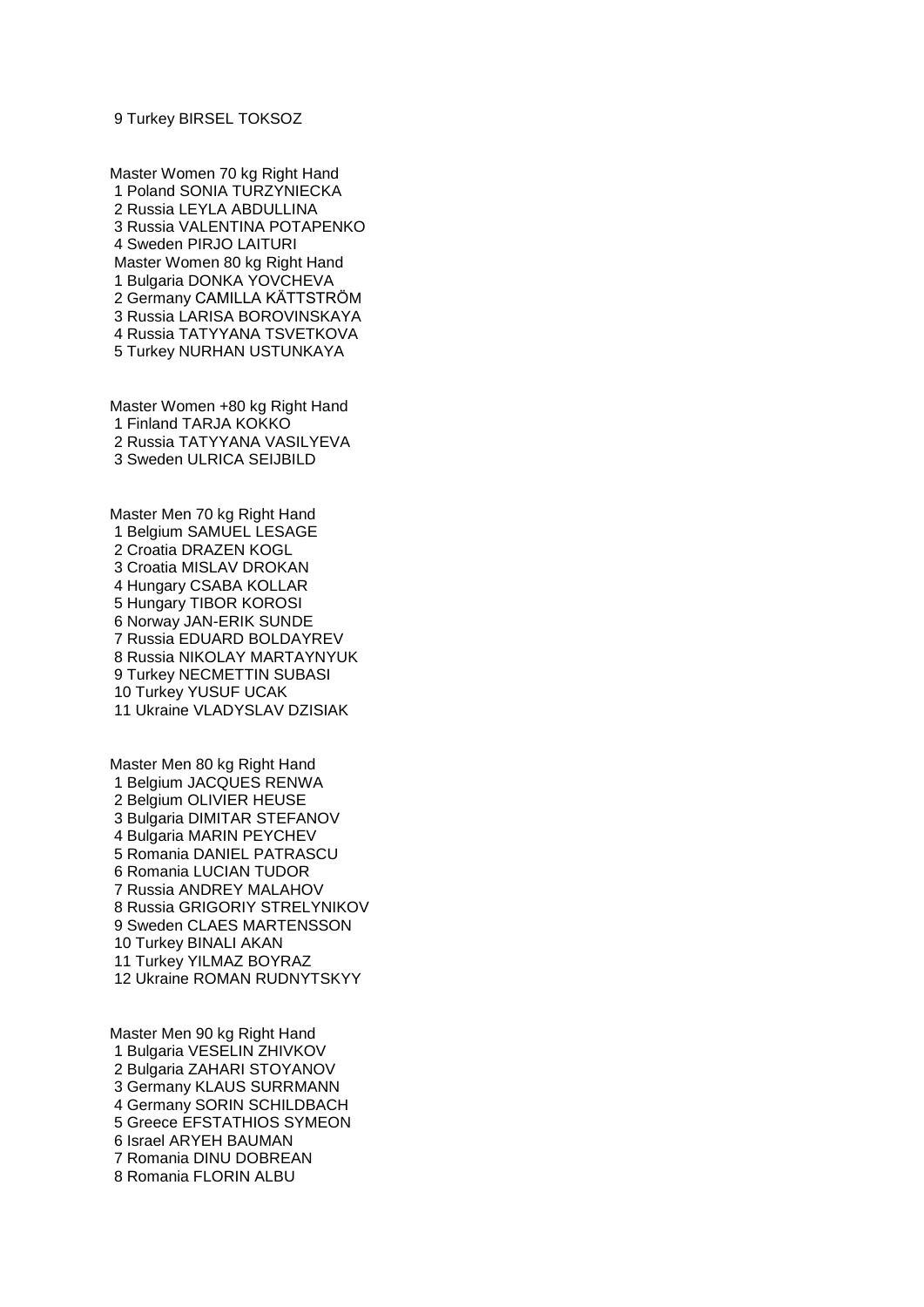9 Turkey BIRSEL TOKSOZ

Master Women 70 kg Right Hand
1 Poland SONIA TURZYNIECKA
2 Russia LEYLA ABDULLINA
3 Russia VALENTINA POTAPENKO
4 Sweden PIRJO LAITURI

Master Women 80 kg Right Hand
1 Bulgaria DONKA YOVCHEVA
2 Germany CAMILLA KÄTTSTRÖM
3 Russia LARISA BOROVINSKAYA
4 Russia TATYYANA TSVETKOVA
5 Turkey NURHAN USTUNKAYA

Master Women +80 kg Right Hand
1 Finland TARJA KOKKO
2 Russia TATYYANA VASILYEVA
3 Sweden ULRICA SEIJBILD

Master Men 70 kg Right Hand
1 Belgium SAMUEL LESAGE
2 Croatia DRAZEN KOGL
3 Croatia MISLAV DROKAN
4 Hungary CSABA KOLLAR
5 Hungary TIBOR KOROSI
6 Norway JAN-ERIK SUNDE
7 Russia EDUARD BOLDAYREV
8 Russia NIKOLAY MARTAYNYUK
9 Turkey NECMETTIN SUBASI
10 Turkey YUSUF UCAK
11 Ukraine VLADYSLAV DZISIAK

Master Men 80 kg Right Hand
1 Belgium JACQUES RENWA
2 Belgium OLIVIER HEUSE
3 Bulgaria DIMITAR STEFANOV
4 Bulgaria MARIN PEYCHEV
5 Romania DANIEL PATRASCU
6 Romania LUCIAN TUDOR
7 Russia ANDREY MALAHOV
8 Russia GRIGORIY STRELYNIKOV
9 Sweden CLAES MARTENSSON
10 Turkey BINALI AKAN
11 Turkey YILMAZ BOYRAZ
12 Ukraine ROMAN RUDNYTSKYY

Master Men 90 kg Right Hand
1 Bulgaria VESELIN ZHIVKOV
2 Bulgaria ZAHARI STOYANOV
3 Germany KLAUS SURRMANN
4 Germany SORIN SCHILDBACH
5 Greece EFSTATHIOS SYMEON
6 Israel ARYEH BAUMAN
7 Romania DINU DOBREAN
8 Romania FLORIN ALBU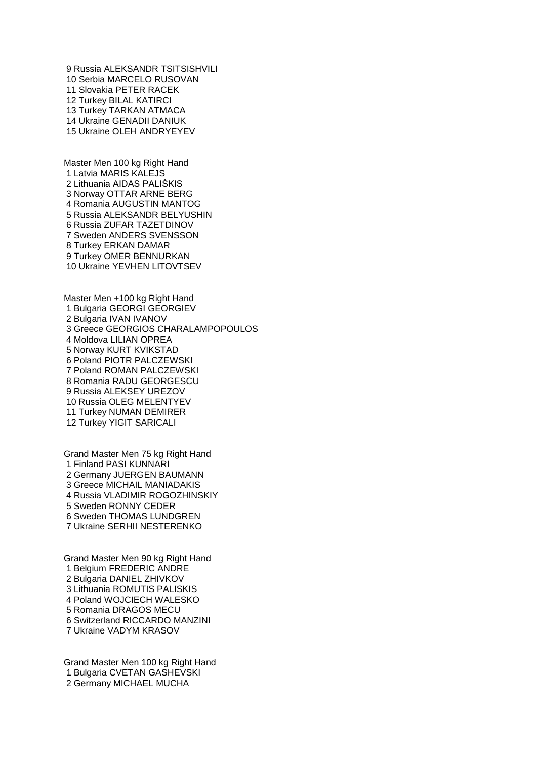9 Russia ALEKSANDR TSITSISHVILI
10 Serbia MARCELO RUSOVAN
11 Slovakia PETER RACEK
12 Turkey BILAL KATIRCI
13 Turkey TARKAN ATMACA
14 Ukraine GENADII DANIUK
15 Ukraine OLEH ANDRYEYEV

Master Men 100 kg Right Hand
1 Latvia MARIS KALEJS
2 Lithuania AIDAS PALIŠKIS
3 Norway OTTAR ARNE BERG
4 Romania AUGUSTIN MANTOG
5 Russia ALEKSANDR BELYUSHIN
6 Russia ZUFAR TAZETDINOV
7 Sweden ANDERS SVENSSON
8 Turkey ERKAN DAMAR
9 Turkey OMER BENNURKAN
10 Ukraine YEVHEN LITOVTSEV

Master Men +100 kg Right Hand
1 Bulgaria GEORGI GEORGIEV
2 Bulgaria IVAN IVANOV
3 Greece GEORGIOS CHARALAMPOPOULOS
4 Moldova LILIAN OPREA
5 Norway KURT KVIKSTAD
6 Poland PIOTR PALCZEWSKI
7 Poland ROMAN PALCZEWSKI
8 Romania RADU GEORGESCU
9 Russia ALEKSEY UREZOV
10 Russia OLEG MELENTYEV
11 Turkey NUMAN DEMIRER
12 Turkey YIGIT SARICALI

Grand Master Men 75 kg Right Hand
1 Finland PASI KUNNARI
2 Germany JUERGEN BAUMANN
3 Greece MICHAIL MANIADAKIS
4 Russia VLADIMIR ROGOZHINSKIY
5 Sweden RONNY CEDER
6 Sweden THOMAS LUNDGREN
7 Ukraine SERHII NESTERENKO

Grand Master Men 90 kg Right Hand
1 Belgium FREDERIC ANDRE
2 Bulgaria DANIEL ZHIVKOV
3 Lithuania ROMUTIS PALISKIS
4 Poland WOJCIECH WALESKO
5 Romania DRAGOS MECU
6 Switzerland RICCARDO MANZINI
7 Ukraine VADYM KRASOV

Grand Master Men 100 kg Right Hand
1 Bulgaria CVETAN GASHEVSKI
2 Germany MICHAEL MUCHA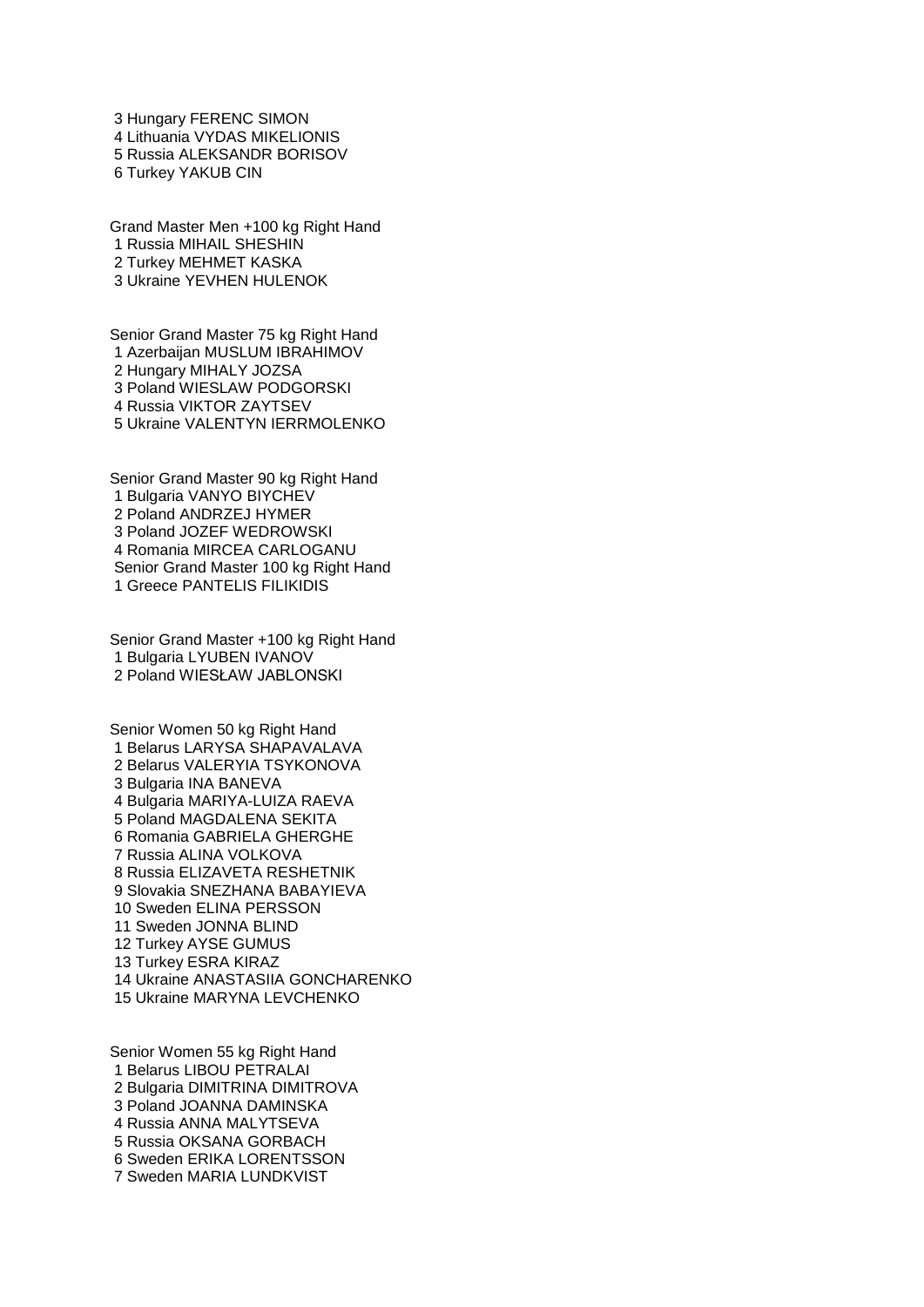3 Hungary FERENC SIMON
4 Lithuania VYDAS MIKELIONIS
5 Russia ALEKSANDR BORISOV
6 Turkey YAKUB CIN

Grand Master Men +100 kg Right Hand
1 Russia MIHAIL SHESHIN
2 Turkey MEHMET KASKA
3 Ukraine YEVHEN HULENOK

Senior Grand Master 75 kg Right Hand
1 Azerbaijan MUSLUM IBRAHIMOV
2 Hungary MIHALY JOZSA
3 Poland WIESLAW PODGORSKI
4 Russia VIKTOR ZAYTSEV
5 Ukraine VALENTYN IERRMOLENKO

Senior Grand Master 90 kg Right Hand
1 Bulgaria VANYO BIYCHEV
2 Poland ANDRZEJ HYMER
3 Poland JOZEF WEDROWSKI
4 Romania MIRCEA CARLOGANU

Senior Grand Master 100 kg Right Hand
1 Greece PANTELIS FILIKIDIS

Senior Grand Master +100 kg Right Hand
1 Bulgaria LYUBEN IVANOV
2 Poland WIESŁAW JABLONSKI

Senior Women 50 kg Right Hand
1 Belarus LARYSA SHAPAVALAVA
2 Belarus VALERYIA TSYKONOVA
3 Bulgaria INA BANEVA
4 Bulgaria MARIYA-LUIZA RAEVA
5 Poland MAGDALENA SEKITA
6 Romania GABRIELA GHERGHE
7 Russia ALINA VOLKOVA
8 Russia ELIZAVETA RESHETNIK
9 Slovakia SNEZHANA BABAYIEVA
10 Sweden ELINA PERSSON
11 Sweden JONNA BLIND
12 Turkey AYSE GUMUS
13 Turkey ESRA KIRAZ
14 Ukraine ANASTASIIA GONCHARENKO
15 Ukraine MARYNA LEVCHENKO

Senior Women 55 kg Right Hand
1 Belarus LIBOU PETRALAI
2 Bulgaria DIMITRINA DIMITROVA
3 Poland JOANNA DAMINSKA
4 Russia ANNA MALYTSEVA
5 Russia OKSANA GORBACH
6 Sweden ERIKA LORENTSSON
7 Sweden MARIA LUNDKVIST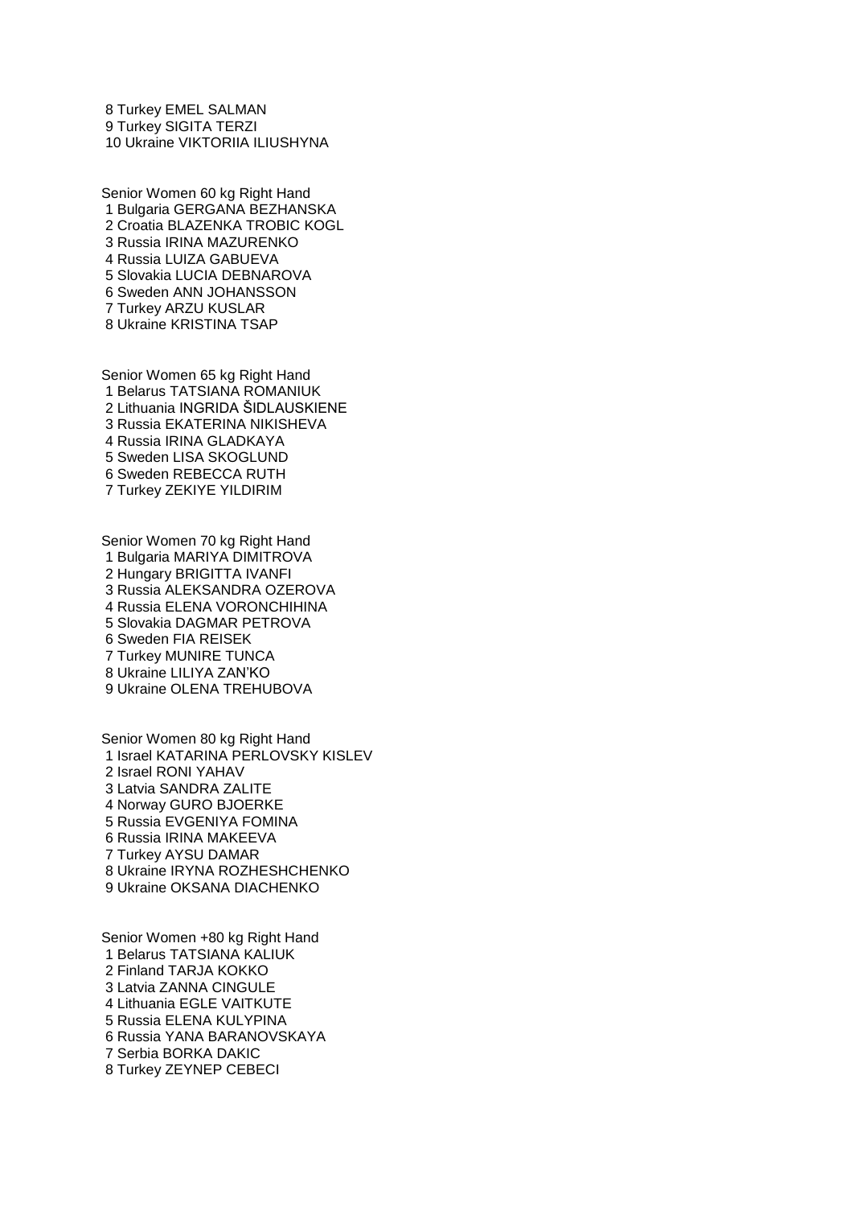8 Turkey EMEL SALMAN
9 Turkey SIGITA TERZI
10 Ukraine VIKTORIIA ILIUSHYNA

Senior Women 60 kg Right Hand
1 Bulgaria GERGANA BEZHANSKA
2 Croatia BLAZENKA TROBIC KOGL
3 Russia IRINA MAZURENKO
4 Russia LUIZA GABUEVA
5 Slovakia LUCIA DEBNAROVA
6 Sweden ANN JOHANSSON
7 Turkey ARZU KUSLAR
8 Ukraine KRISTINA TSAP

Senior Women 65 kg Right Hand
1 Belarus TATSIANA ROMANIUK
2 Lithuania INGRIDA ŠIDLAUSKIENE
3 Russia EKATERINA NIKISHEVA
4 Russia IRINA GLADKAYA
5 Sweden LISA SKOGLUND
6 Sweden REBECCA RUTH
7 Turkey ZEKIYE YILDIRIM

Senior Women 70 kg Right Hand
1 Bulgaria MARIYA DIMITROVA
2 Hungary BRIGITTA IVANFI
3 Russia ALEKSANDRA OZEROVA
4 Russia ELENA VORONCHIHINA
5 Slovakia DAGMAR PETROVA
6 Sweden FIA REISEK
7 Turkey MUNIRE TUNCA
8 Ukraine LILIYA ZAN'KO
9 Ukraine OLENA TREHUBOVA

Senior Women 80 kg Right Hand
1 Israel KATARINA PERLOVSKY KISLEV
2 Israel RONI YAHAV
3 Latvia SANDRA ZALITE
4 Norway GURO BJOERKE
5 Russia EVGENIYA FOMINA
6 Russia IRINA MAKEEVA
7 Turkey AYSU DAMAR
8 Ukraine IRYNA ROZHESHCHENKO
9 Ukraine OKSANA DIACHENKO

Senior Women +80 kg Right Hand
1 Belarus TATSIANA KALIUK
2 Finland TARJA KOKKO
3 Latvia ZANNA CINGULE
4 Lithuania EGLE VAITKUTE
5 Russia ELENA KULYPINA
6 Russia YANA BARANOVSKAYA
7 Serbia BORKA DAKIC
8 Turkey ZEYNEP CEBECI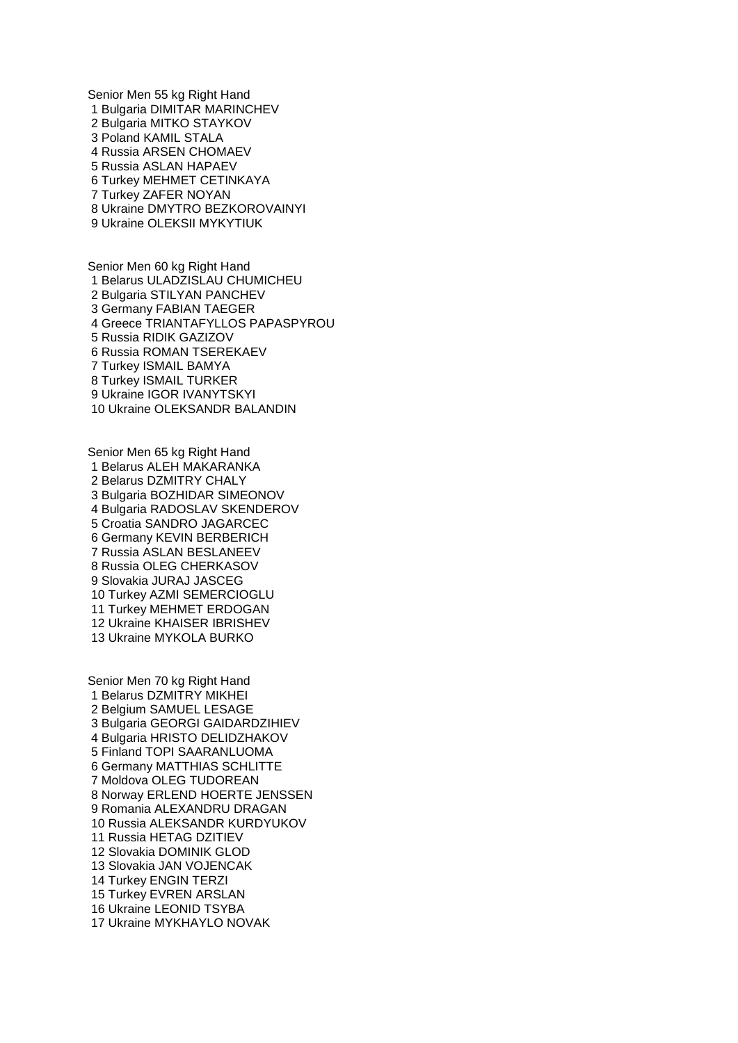Senior Men 55 kg Right Hand

1 Bulgaria DIMITAR MARINCHEV
2 Bulgaria MITKO STAYKOV
3 Poland KAMIL STALA
4 Russia ARSEN CHOMAEV
5 Russia ASLAN HAPAEV
6 Turkey MEHMET CETINKAYA
7 Turkey ZAFER NOYAN
8 Ukraine DMYTRO BEZKOROVAINYI
9 Ukraine OLEKSII MYKYTIUK

Senior Men 60 kg Right Hand

1 Belarus ULADZISLAU CHUMICHEU
2 Bulgaria STILYAN PANCHEV
3 Germany FABIAN TAEGER
4 Greece TRIANTAFYLLOS PAPASPYROU
5 Russia RIDIK GAZIZOV
6 Russia ROMAN TSEREKAEV
7 Turkey ISMAIL BAMYA
8 Turkey ISMAIL TURKER
9 Ukraine IGOR IVANYTSKYI
10 Ukraine OLEKSANDR BALANDIN

Senior Men 65 kg Right Hand

1 Belarus ALEH MAKARANKA
2 Belarus DZMITRY CHALY
3 Bulgaria BOZHIDAR SIMEONOV
4 Bulgaria RADOSLAV SKENDEROV
5 Croatia SANDRO JAGARCEC
6 Germany KEVIN BERBERICH
7 Russia ASLAN BESLANEEV
8 Russia OLEG CHERKASOV
9 Slovakia JURAJ JASCEG
10 Turkey AZMI SEMERCIOGLU
11 Turkey MEHMET ERDOGAN
12 Ukraine KHAISER IBRISHEV
13 Ukraine MYKOLA BURKO

Senior Men 70 kg Right Hand

1 Belarus DZMITRY MIKHEI
2 Belgium SAMUEL LESAGE
3 Bulgaria GEORGI GAIDARDZIHIEV
4 Bulgaria HRISTO DELIDZHAKOV
5 Finland TOPI SAARANLUOMA
6 Germany MATTHIAS SCHLITTE
7 Moldova OLEG TUDOREAN
8 Norway ERLEND HOERTE JENSSEN
9 Romania ALEXANDRU DRAGAN
10 Russia ALEKSANDR KURDYUKOV
11 Russia HETAG DZITIEV
12 Slovakia DOMINIK GLOD
13 Slovakia JAN VOJENCAK
14 Turkey ENGIN TERZI
15 Turkey EVREN ARSLAN
16 Ukraine LEONID TSYBA
17 Ukraine MYKHAYLO NOVAK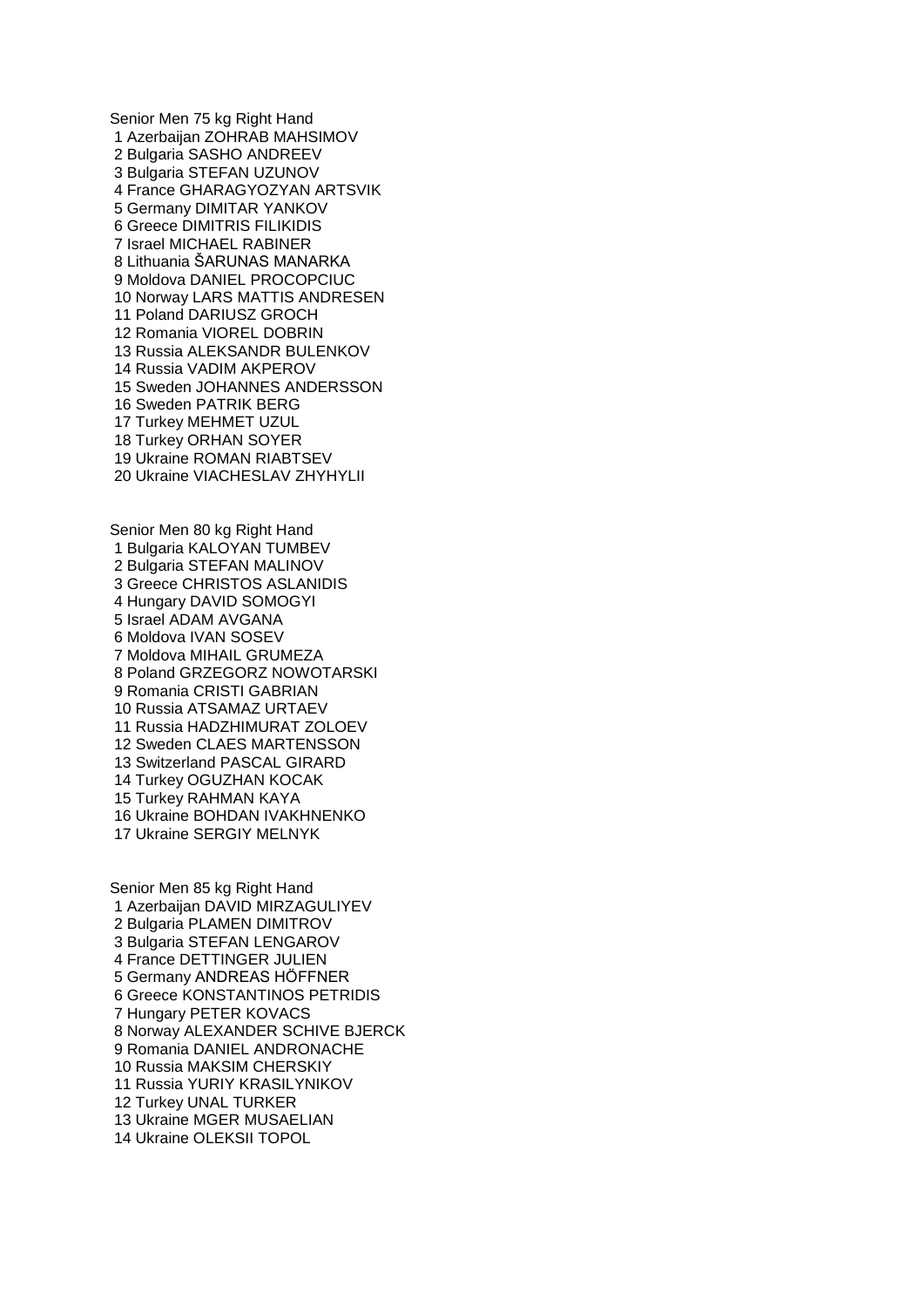Senior Men 75 kg Right Hand

1 Azerbaijan ZOHRAB MAHSIMOV
2 Bulgaria SASHO ANDREEV
3 Bulgaria STEFAN UZUNOV
4 France GHARAGYOZYAN ARTSVIK
5 Germany DIMITAR YANKOV
6 Greece DIMITRIS FILIKIDIS
7 Israel MICHAEL RABINER
8 Lithuania ŠARUNAS MANARKA
9 Moldova DANIEL PROCOPCIUC
10 Norway LARS MATTIS ANDRESEN
11 Poland DARIUSZ GROCH
12 Romania VIOREL DOBRIN
13 Russia ALEKSANDR BULENKOV
14 Russia VADIM AKPEROV
15 Sweden JOHANNES ANDERSSON
16 Sweden PATRIK BERG
17 Turkey MEHMET UZUL
18 Turkey ORHAN SOYER
19 Ukraine ROMAN RIABTSEV
20 Ukraine VIACHESLAV ZHYHYLII

Senior Men 80 kg Right Hand

1 Bulgaria KALOYAN TUMBEV
2 Bulgaria STEFAN MALINOV
3 Greece CHRISTOS ASLANIDIS
4 Hungary DAVID SOMOGYI
5 Israel ADAM AVGANA
6 Moldova IVAN SOSEV
7 Moldova MIHAIL GRUMEZA
8 Poland GRZEGORZ NOWOTARSKI
9 Romania CRISTI GABRIAN
10 Russia ATSAMAZ URTAEV
11 Russia HADZHIMURAT ZOLOEV
12 Sweden CLAES MARTENSSON
13 Switzerland PASCAL GIRARD
14 Turkey OGUZHAN KOCAK
15 Turkey RAHMAN KAYA
16 Ukraine BOHDAN IVAKHNENKO
17 Ukraine SERGIY MELNYK

Senior Men 85 kg Right Hand

1 Azerbaijan DAVID MIRZAGULIYEV
2 Bulgaria PLAMEN DIMITROV
3 Bulgaria STEFAN LENGAROV
4 France DETTINGER JULIEN
5 Germany ANDREAS HÖFFNER
6 Greece KONSTANTINOS PETRIDIS
7 Hungary PETER KOVACS
8 Norway ALEXANDER SCHIVE BJERCK
9 Romania DANIEL ANDRONACHE
10 Russia MAKSIM CHERSKIY
11 Russia YURIY KRASILYNIKOV
12 Turkey UNAL TURKER
13 Ukraine MGER MUSAELIAN
14 Ukraine OLEKSII TOPOL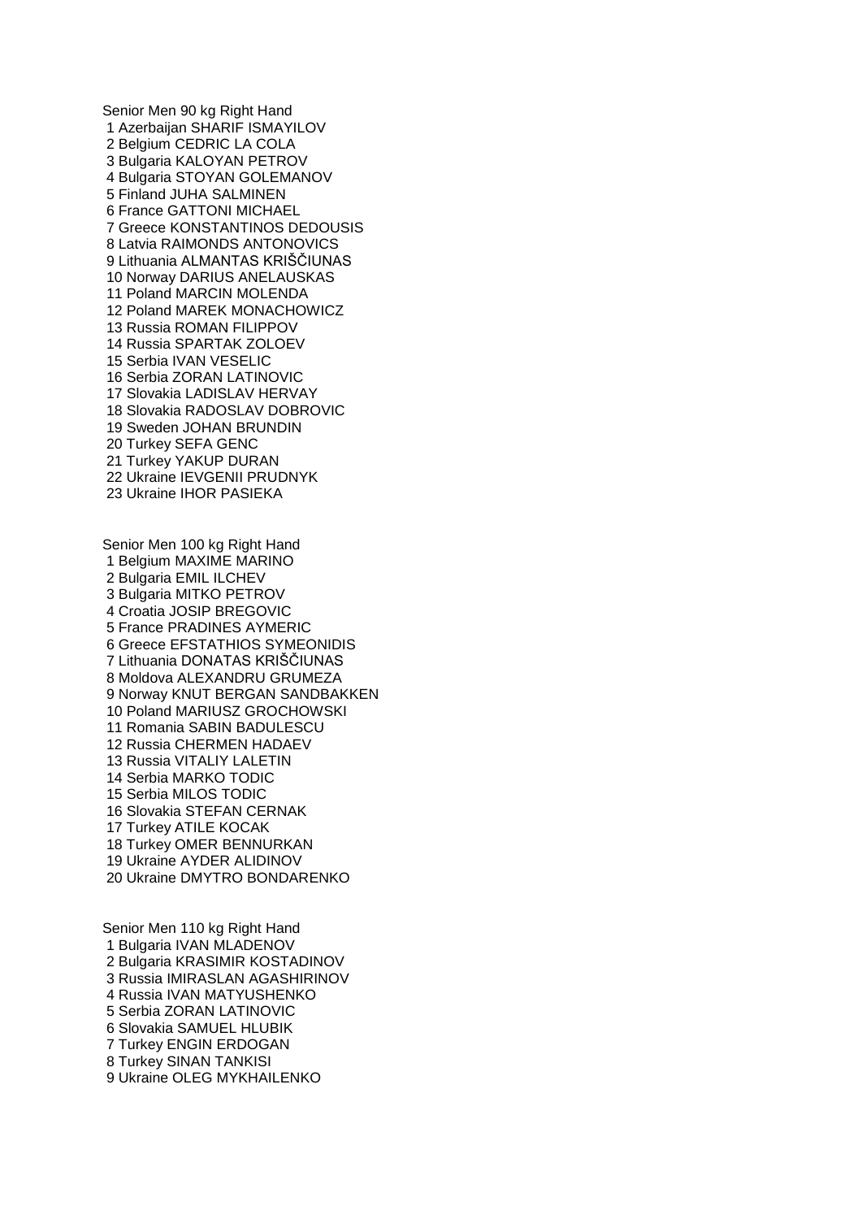Senior Men 90 kg Right Hand

1 Azerbaijan SHARIF ISMAYILOV
2 Belgium CEDRIC LA COLA
3 Bulgaria KALOYAN PETROV
4 Bulgaria STOYAN GOLEMANOV
5 Finland JUHA SALMINEN
6 France GATTONI MICHAEL
7 Greece KONSTANTINOS DEDOUSIS
8 Latvia RAIMONDS ANTONOVICS
9 Lithuania ALMANTAS KRIŠČIUNAS
10 Norway DARIUS ANELAUSKAS
11 Poland MARCIN MOLENDA
12 Poland MAREK MONACHOWICZ
13 Russia ROMAN FILIPPOV
14 Russia SPARTAK ZOLOEV
15 Serbia IVAN VESELIC
16 Serbia ZORAN LATINOVIC
17 Slovakia LADISLAV HERVAY
18 Slovakia RADOSLAV DOBROVIC
19 Sweden JOHAN BRUNDIN
20 Turkey SEFA GENC
21 Turkey YAKUP DURAN
22 Ukraine IEVGENII PRUDNYK
23 Ukraine IHOR PASIEKA

Senior Men 100 kg Right Hand

1 Belgium MAXIME MARINO
2 Bulgaria EMIL ILCHEV
3 Bulgaria MITKO PETROV
4 Croatia JOSIP BREGOVIC
5 France PRADINES AYMERIC
6 Greece EFSTATHIOS SYMEONIDIS
7 Lithuania DONATAS KRIŠČIUNAS
8 Moldova ALEXANDRU GRUMEZA
9 Norway KNUT BERGAN SANDBAKKEN
10 Poland MARIUSZ GROCHOWSKI
11 Romania SABIN BADULESCU
12 Russia CHERMEN HADAEV
13 Russia VITALIY LALETIN
14 Serbia MARKO TODIC
15 Serbia MILOS TODIC
16 Slovakia STEFAN CERNAK
17 Turkey ATILE KOCAK
18 Turkey OMER BENNURKAN
19 Ukraine AYDER ALIDINOV
20 Ukraine DMYTRO BONDARENKO

Senior Men 110 kg Right Hand

1 Bulgaria IVAN MLADENOV
2 Bulgaria KRASIMIR KOSTADINOV
3 Russia IMIRASLAN AGASHIRINOV
4 Russia IVAN MATYUSHENKO
5 Serbia ZORAN LATINOVIC
6 Slovakia SAMUEL HLUBIK
7 Turkey ENGIN ERDOGAN
8 Turkey SINAN TANKISI
9 Ukraine OLEG MYKHAILENKO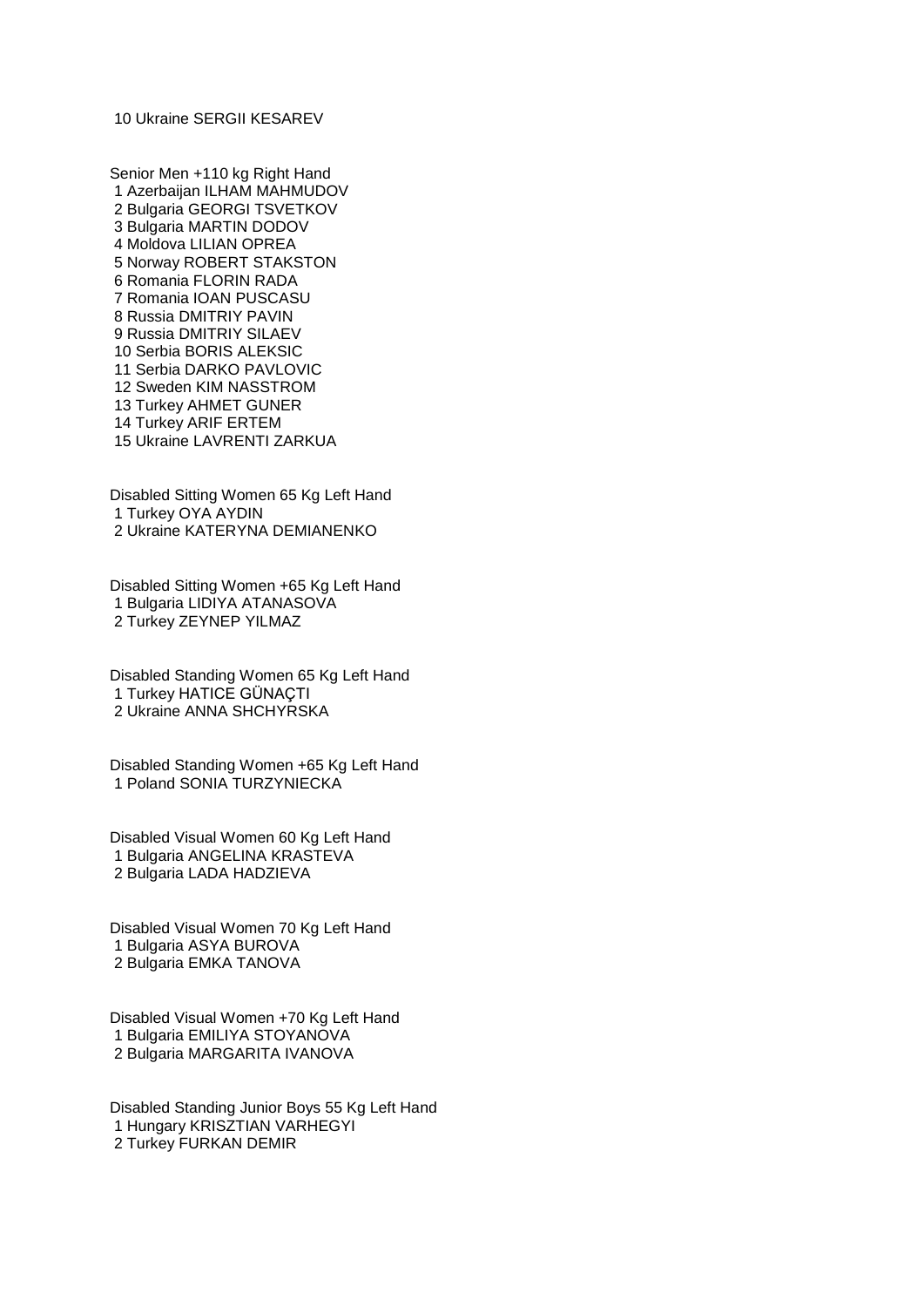10 Ukraine SERGII KESAREV

Senior Men +110 kg Right Hand
1 Azerbaijan ILHAM MAHMUDOV
2 Bulgaria GEORGI TSVETKOV
3 Bulgaria MARTIN DODOV
4 Moldova LILIAN OPREA
5 Norway ROBERT STAKSTON
6 Romania FLORIN RADA
7 Romania IOAN PUSCASU
8 Russia DMITRIY PAVIN
9 Russia DMITRIY SILAEV
10 Serbia BORIS ALEKSIC
11 Serbia DARKO PAVLOVIC
12 Sweden KIM NASSTROM
13 Turkey AHMET GUNER
14 Turkey ARIF ERTEM
15 Ukraine LAVRENTI ZARKUA

Disabled Sitting Women 65 Kg Left Hand
1 Turkey OYA AYDIN
2 Ukraine KATERYNA DEMIANENKO

Disabled Sitting Women +65 Kg Left Hand
1 Bulgaria LIDIYA ATANASOVA
2 Turkey ZEYNEP YILMAZ

Disabled Standing Women 65 Kg Left Hand
1 Turkey HATICE GÜNAÇTI
2 Ukraine ANNA SHCHYRSKA

Disabled Standing Women +65 Kg Left Hand
1 Poland SONIA TURZYNIECKA

Disabled Visual Women 60 Kg Left Hand
1 Bulgaria ANGELINA KRASTEVA
2 Bulgaria LADA HADZIEVA

Disabled Visual Women 70 Kg Left Hand
1 Bulgaria ASYA BUROVA
2 Bulgaria EMKA TANOVA

Disabled Visual Women +70 Kg Left Hand
1 Bulgaria EMILIYA STOYANOVA
2 Bulgaria MARGARITA IVANOVA

Disabled Standing Junior Boys 55 Kg Left Hand
1 Hungary KRISZTIAN VARHEGYI
2 Turkey FURKAN DEMIR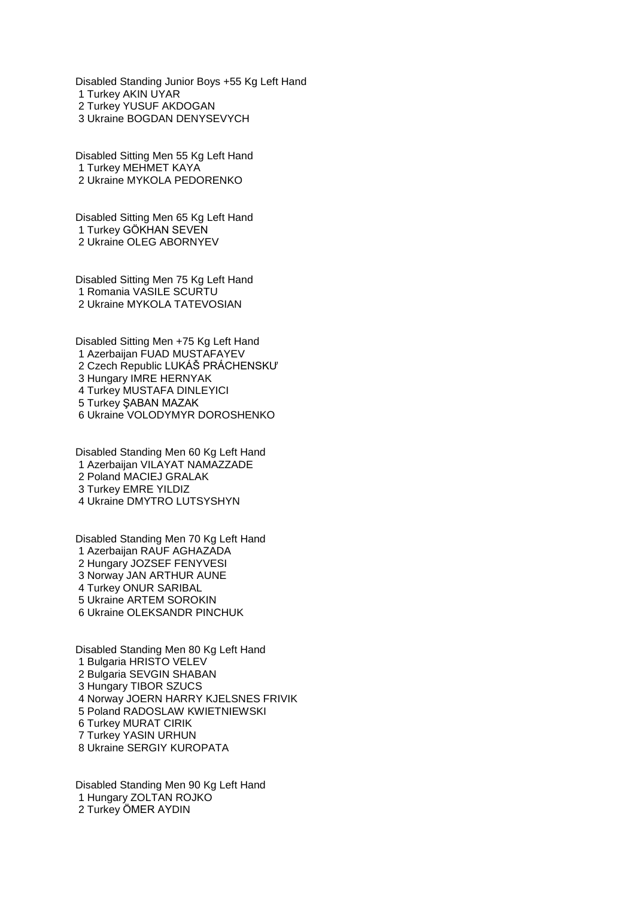Disabled Standing Junior Boys +55 Kg Left Hand
1 Turkey AKIN UYAR
2 Turkey YUSUF AKDOGAN
3 Ukraine BOGDAN DENYSEVYCH

Disabled Sitting Men 55 Kg Left Hand
1 Turkey MEHMET KAYA
2 Ukraine MYKOLA PEDORENKO

Disabled Sitting Men 65 Kg Left Hand
1 Turkey GÖKHAN SEVEN
2 Ukraine OLEG ABORNYEV

Disabled Sitting Men 75 Kg Left Hand
1 Romania VASILE SCURTU
2 Ukraine MYKOLA TATEVOSIAN

Disabled Sitting Men +75 Kg Left Hand
1 Azerbaijan FUAD MUSTAFAYEV
2 Czech Republic LUKÁŠ PRÁCHENSKƯ
3 Hungary IMRE HERNYAK
4 Turkey MUSTAFA DINLEYICI
5 Turkey ŞABAN MAZAK
6 Ukraine VOLODYMYR DOROSHENKO

Disabled Standing Men 60 Kg Left Hand
1 Azerbaijan VILAYAT NAMAZZADE
2 Poland MACIEJ GRALAK
3 Turkey EMRE YILDIZ
4 Ukraine DMYTRO LUTSYSHYN

Disabled Standing Men 70 Kg Left Hand
1 Azerbaijan RAUF AGHAZADA
2 Hungary JOZSEF FENYVESI
3 Norway JAN ARTHUR AUNE
4 Turkey ONUR SARIBAL
5 Ukraine ARTEM SOROKIN
6 Ukraine OLEKSANDR PINCHUK

Disabled Standing Men 80 Kg Left Hand
1 Bulgaria HRISTO VELEV
2 Bulgaria SEVGIN SHABAN
3 Hungary TIBOR SZUCS
4 Norway JOERN HARRY KJELSNES FRIVIK
5 Poland RADOSLAW KWIETNIEWSKI
6 Turkey MURAT CIRIK
7 Turkey YASIN URHUN
8 Ukraine SERGIY KUROPATA

Disabled Standing Men 90 Kg Left Hand
1 Hungary ZOLTAN ROJKO
2 Turkey ÖMER AYDIN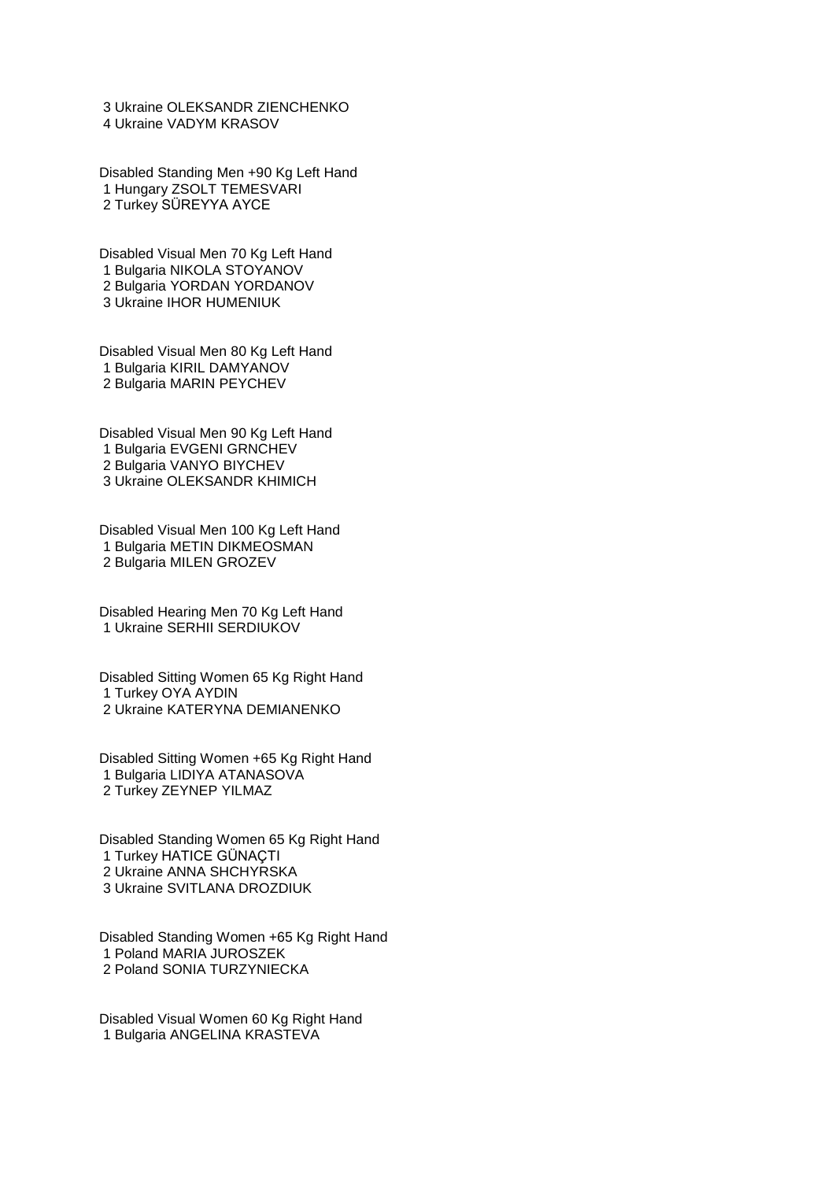3 Ukraine OLEKSANDR ZIENCHENKO
4 Ukraine VADYM KRASOV

Disabled Standing Men +90 Kg Left Hand
1 Hungary ZSOLT TEMESVARI
2 Turkey SÜREYYA AYCE

Disabled Visual Men 70 Kg Left Hand
1 Bulgaria NIKOLA STOYANOV
2 Bulgaria YORDAN YORDANOV
3 Ukraine IHOR HUMENIUK

Disabled Visual Men 80 Kg Left Hand
1 Bulgaria KIRIL DAMYANOV
2 Bulgaria MARIN PEYCHEV

Disabled Visual Men 90 Kg Left Hand
1 Bulgaria EVGENI GRNCHEV
2 Bulgaria VANYO BIYCHEV
3 Ukraine OLEKSANDR KHIMICH

Disabled Visual Men 100 Kg Left Hand
1 Bulgaria METIN DIKMEOSMAN
2 Bulgaria MILEN GROZEV

Disabled Hearing Men 70 Kg Left Hand
1 Ukraine SERHII SERDIUKOV

Disabled Sitting Women 65 Kg Right Hand
1 Turkey OYA AYDIN
2 Ukraine KATERYNA DEMIANENKO

Disabled Sitting Women +65 Kg Right Hand
1 Bulgaria LIDIYA ATANASOVA
2 Turkey ZEYNEP YILMAZ

Disabled Standing Women 65 Kg Right Hand
1 Turkey HATICE GÜNAÇTI
2 Ukraine ANNA SHCHYRSKA
3 Ukraine SVITLANA DROZDIUK

Disabled Standing Women +65 Kg Right Hand
1 Poland MARIA JUROSZEK
2 Poland SONIA TURZYNIECKA

Disabled Visual Women 60 Kg Right Hand
1 Bulgaria ANGELINA KRASTEVA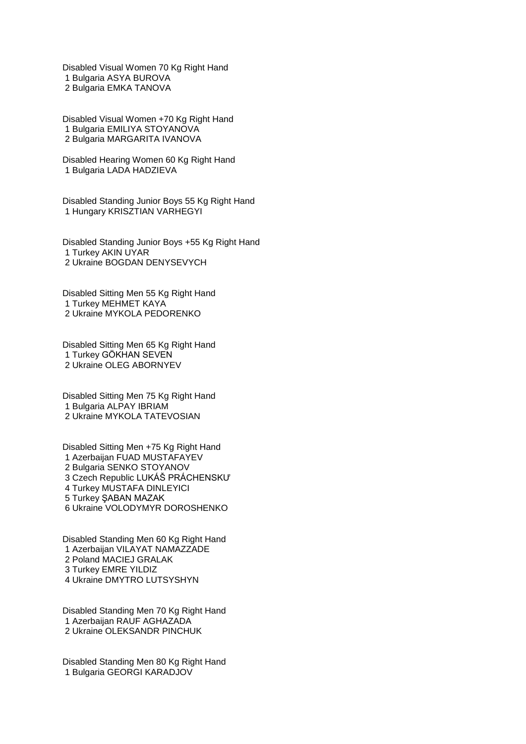Disabled Visual Women 70 Kg Right Hand
1 Bulgaria ASYA BUROVA
2 Bulgaria EMKA TANOVA

Disabled Visual Women +70 Kg Right Hand
1 Bulgaria EMILIYA STOYANOVA
2 Bulgaria MARGARITA IVANOVA

Disabled Hearing Women 60 Kg Right Hand
1 Bulgaria LADA HADZIEVA

Disabled Standing Junior Boys 55 Kg Right Hand
1 Hungary KRISZTIAN VARHEGYI

Disabled Standing Junior Boys +55 Kg Right Hand
1 Turkey AKIN UYAR
2 Ukraine BOGDAN DENYSEVYCH

Disabled Sitting Men 55 Kg Right Hand
1 Turkey MEHMET KAYA
2 Ukraine MYKOLA PEDORENKO

Disabled Sitting Men 65 Kg Right Hand
1 Turkey GÖKHAN SEVEN
2 Ukraine OLEG ABORNYEV

Disabled Sitting Men 75 Kg Right Hand
1 Bulgaria ALPAY IBRIAM
2 Ukraine MYKOLA TATEVOSIAN

Disabled Sitting Men +75 Kg Right Hand
1 Azerbaijan FUAD MUSTAFAYEV
2 Bulgaria SENKO STOYANOV
3 Czech Republic LUKÁŠ PRÁCHENSKƯ
4 Turkey MUSTAFA DINLEYICI
5 Turkey ŞABAN MAZAK
6 Ukraine VOLODYMYR DOROSHENKO

Disabled Standing Men 60 Kg Right Hand
1 Azerbaijan VILAYAT NAMAZZADE
2 Poland MACIEJ GRALAK
3 Turkey EMRE YILDIZ
4 Ukraine DMYTRO LUTSYSHYN

Disabled Standing Men 70 Kg Right Hand
1 Azerbaijan RAUF AGHAZADA
2 Ukraine OLEKSANDR PINCHUK

Disabled Standing Men 80 Kg Right Hand
1 Bulgaria GEORGI KARADJOV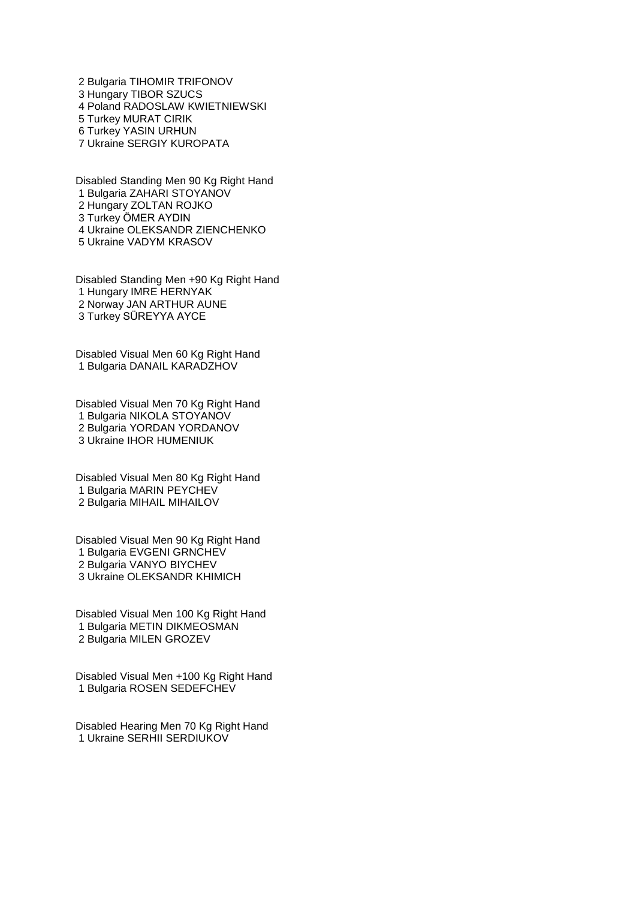2 Bulgaria TIHOMIR TRIFONOV
3 Hungary TIBOR SZUCS
4 Poland RADOSLAW KWIETNIEWSKI
5 Turkey MURAT CIRIK
6 Turkey YASIN URHUN
7 Ukraine SERGIY KUROPATA

Disabled Standing Men 90 Kg Right Hand
1 Bulgaria ZAHARI STOYANOV
2 Hungary ZOLTAN ROJKO
3 Turkey ÖMER AYDIN
4 Ukraine OLEKSANDR ZIENCHENKO
5 Ukraine VADYM KRASOV

Disabled Standing Men +90 Kg Right Hand
1 Hungary IMRE HERNYAK
2 Norway JAN ARTHUR AUNE
3 Turkey SÜREYYA AYCE

Disabled Visual Men 60 Kg Right Hand
1 Bulgaria DANAIL KARADZHOV

Disabled Visual Men 70 Kg Right Hand
1 Bulgaria NIKOLA STOYANOV
2 Bulgaria YORDAN YORDANOV
3 Ukraine IHOR HUMENIUK

Disabled Visual Men 80 Kg Right Hand
1 Bulgaria MARIN PEYCHEV
2 Bulgaria MIHAIL MIHAILOV

Disabled Visual Men 90 Kg Right Hand
1 Bulgaria EVGENI GRNCHEV
2 Bulgaria VANYO BIYCHEV
3 Ukraine OLEKSANDR KHIMICH

Disabled Visual Men 100 Kg Right Hand
1 Bulgaria METIN DIKMEOSMAN
2 Bulgaria MILEN GROZEV

Disabled Visual Men +100 Kg Right Hand
1 Bulgaria ROSEN SEDEFCHEV

Disabled Hearing Men 70 Kg Right Hand
1 Ukraine SERHII SERDIUKOV